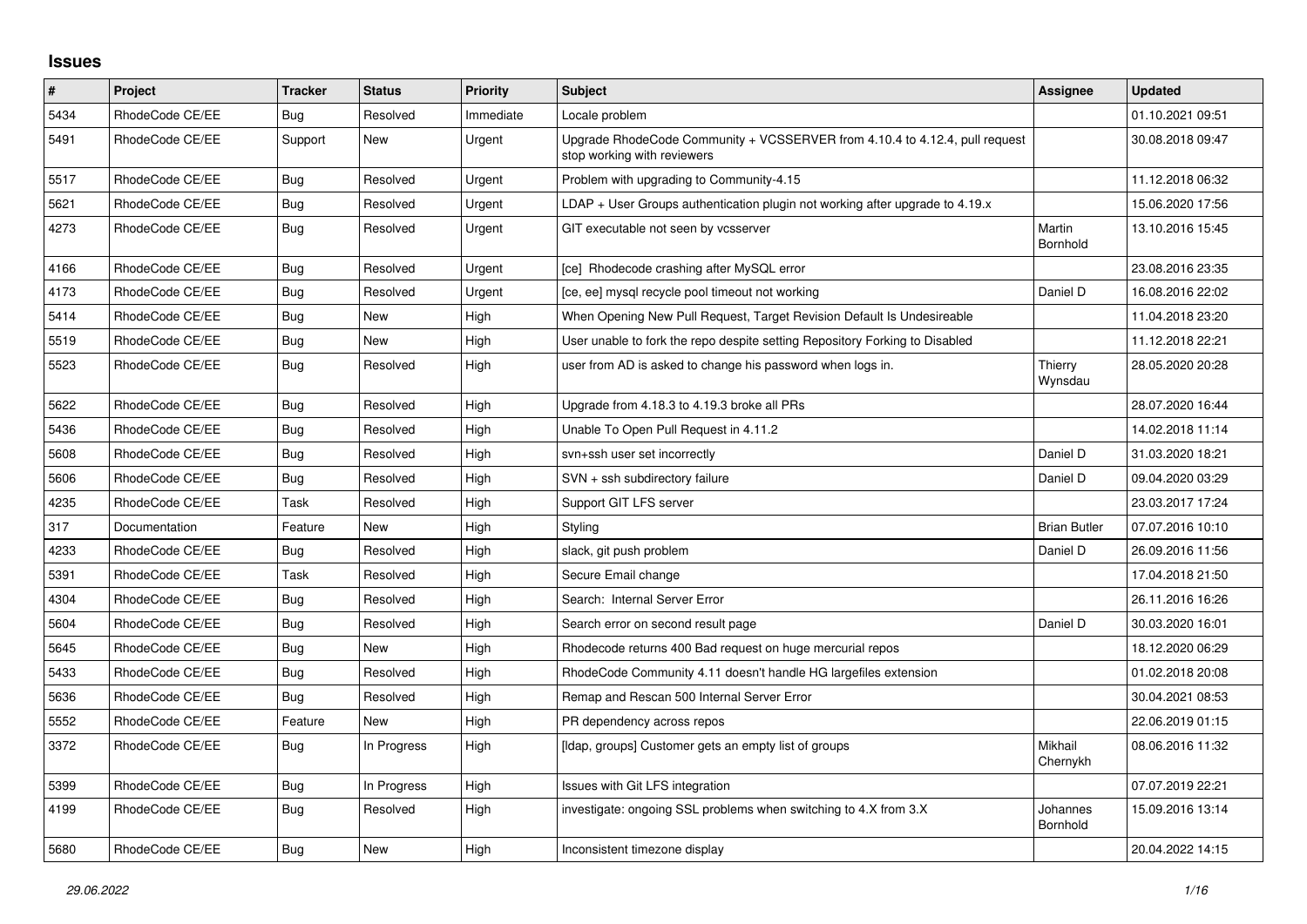# Issues

| # | Project | Tracker | Status | Priority | Subject | Assignee | Updated |
|---|---|---|---|---|---|---|---|
| 5434 | RhodeCode CE/EE | Bug | Resolved | Immediate | Locale problem | | 01.10.2021 09:51 |
| 5491 | RhodeCode CE/EE | Support | New | Urgent | Upgrade RhodeCode Community + VCSSERVER from 4.10.4 to 4.12.4, pull request stop working with reviewers | | 30.08.2018 09:47 |
| 5517 | RhodeCode CE/EE | Bug | Resolved | Urgent | Problem with upgrading to Community-4.15 | | 11.12.2018 06:32 |
| 5621 | RhodeCode CE/EE | Bug | Resolved | Urgent | LDAP + User Groups authentication plugin not working after upgrade to 4.19.x | | 15.06.2020 17:56 |
| 4273 | RhodeCode CE/EE | Bug | Resolved | Urgent | GIT executable not seen by vcsserver | Martin Bornhold | 13.10.2016 15:45 |
| 4166 | RhodeCode CE/EE | Bug | Resolved | Urgent | [ce] Rhodecode crashing after MySQL error | | 23.08.2016 23:35 |
| 4173 | RhodeCode CE/EE | Bug | Resolved | Urgent | [ce, ee] mysql recycle pool timeout not working | Daniel D | 16.08.2016 22:02 |
| 5414 | RhodeCode CE/EE | Bug | New | High | When Opening New Pull Request, Target Revision Default Is Undesireable | | 11.04.2018 23:20 |
| 5519 | RhodeCode CE/EE | Bug | New | High | User unable to fork the repo despite setting Repository Forking to Disabled | | 11.12.2018 22:21 |
| 5523 | RhodeCode CE/EE | Bug | Resolved | High | user from AD is asked to change his password when logs in. | Thierry Wynsdau | 28.05.2020 20:28 |
| 5622 | RhodeCode CE/EE | Bug | Resolved | High | Upgrade from 4.18.3 to 4.19.3 broke all PRs | | 28.07.2020 16:44 |
| 5436 | RhodeCode CE/EE | Bug | Resolved | High | Unable To Open Pull Request in 4.11.2 | | 14.02.2018 11:14 |
| 5608 | RhodeCode CE/EE | Bug | Resolved | High | svn+ssh user set incorrectly | Daniel D | 31.03.2020 18:21 |
| 5606 | RhodeCode CE/EE | Bug | Resolved | High | SVN + ssh subdirectory failure | Daniel D | 09.04.2020 03:29 |
| 4235 | RhodeCode CE/EE | Task | Resolved | High | Support GIT LFS server | | 23.03.2017 17:24 |
| 317 | Documentation | Feature | New | High | Styling | Brian Butler | 07.07.2016 10:10 |
| 4233 | RhodeCode CE/EE | Bug | Resolved | High | slack, git push problem | Daniel D | 26.09.2016 11:56 |
| 5391 | RhodeCode CE/EE | Task | Resolved | High | Secure Email change | | 17.04.2018 21:50 |
| 4304 | RhodeCode CE/EE | Bug | Resolved | High | Search: Internal Server Error | | 26.11.2016 16:26 |
| 5604 | RhodeCode CE/EE | Bug | Resolved | High | Search error on second result page | Daniel D | 30.03.2020 16:01 |
| 5645 | RhodeCode CE/EE | Bug | New | High | Rhodecode returns 400 Bad request on huge mercurial repos | | 18.12.2020 06:29 |
| 5433 | RhodeCode CE/EE | Bug | Resolved | High | RhodeCode Community 4.11 doesn't handle HG largefiles extension | | 01.02.2018 20:08 |
| 5636 | RhodeCode CE/EE | Bug | Resolved | High | Remap and Rescan 500 Internal Server Error | | 30.04.2021 08:53 |
| 5552 | RhodeCode CE/EE | Feature | New | High | PR dependency across repos | | 22.06.2019 01:15 |
| 3372 | RhodeCode CE/EE | Bug | In Progress | High | [ldap, groups] Customer gets an empty list of groups | Mikhail Chernykh | 08.06.2016 11:32 |
| 5399 | RhodeCode CE/EE | Bug | In Progress | High | Issues with Git LFS integration | | 07.07.2019 22:21 |
| 4199 | RhodeCode CE/EE | Bug | Resolved | High | investigate: ongoing SSL problems when switching to 4.X from 3.X | Johannes Bornhold | 15.09.2016 13:14 |
| 5680 | RhodeCode CE/EE | Bug | New | High | Inconsistent timezone display | | 20.04.2022 14:15 |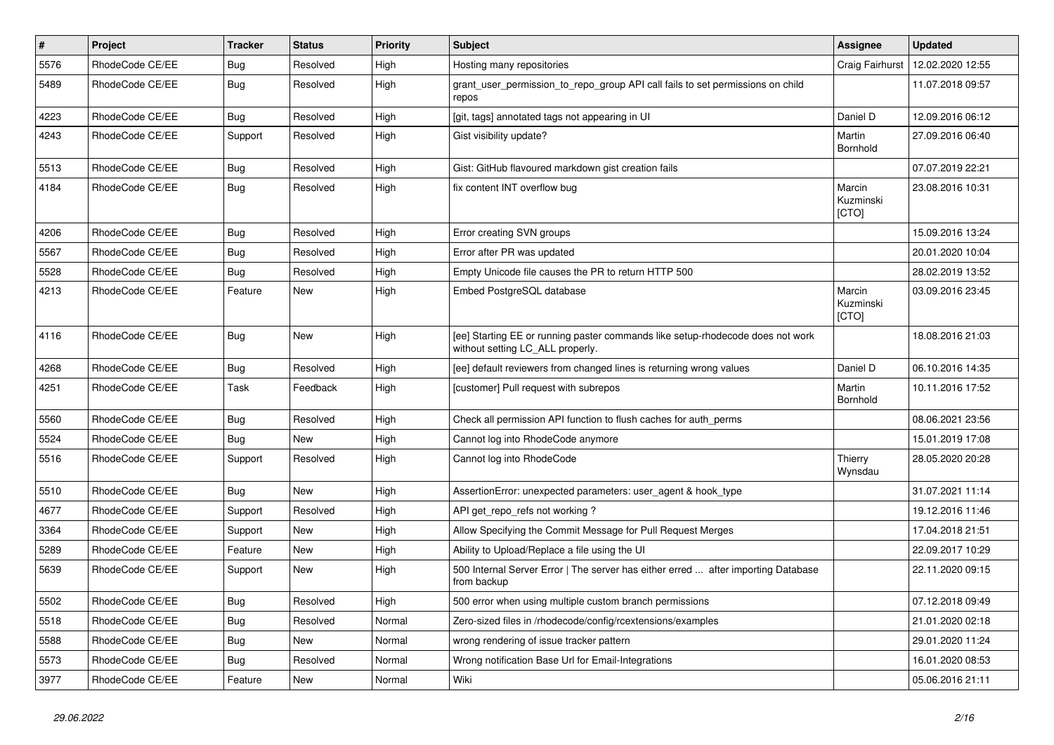| # | Project | Tracker | Status | Priority | Subject | Assignee | Updated |
|---|---|---|---|---|---|---|---|
| 5576 | RhodeCode CE/EE | Bug | Resolved | High | Hosting many repositories | Craig Fairhurst | 12.02.2020 12:55 |
| 5489 | RhodeCode CE/EE | Bug | Resolved | High | grant_user_permission_to_repo_group API call fails to set permissions on child repos | | 11.07.2018 09:57 |
| 4223 | RhodeCode CE/EE | Bug | Resolved | High | [git, tags] annotated tags not appearing in UI | Daniel D | 12.09.2016 06:12 |
| 4243 | RhodeCode CE/EE | Support | Resolved | High | Gist visibility update? | Martin Bornhold | 27.09.2016 06:40 |
| 5513 | RhodeCode CE/EE | Bug | Resolved | High | Gist: GitHub flavoured markdown gist creation fails | | 07.07.2019 22:21 |
| 4184 | RhodeCode CE/EE | Bug | Resolved | High | fix content INT overflow bug | Marcin Kuzminski [CTO] | 23.08.2016 10:31 |
| 4206 | RhodeCode CE/EE | Bug | Resolved | High | Error creating SVN groups | | 15.09.2016 13:24 |
| 5567 | RhodeCode CE/EE | Bug | Resolved | High | Error after PR was updated | | 20.01.2020 10:04 |
| 5528 | RhodeCode CE/EE | Bug | Resolved | High | Empty Unicode file causes the PR to return HTTP 500 | | 28.02.2019 13:52 |
| 4213 | RhodeCode CE/EE | Feature | New | High | Embed PostgreSQL database | Marcin Kuzminski [CTO] | 03.09.2016 23:45 |
| 4116 | RhodeCode CE/EE | Bug | New | High | [ee] Starting EE or running paster commands like setup-rhodecode does not work without setting LC_ALL properly. | | 18.08.2016 21:03 |
| 4268 | RhodeCode CE/EE | Bug | Resolved | High | [ee] default reviewers from changed lines is returning wrong values | Daniel D | 06.10.2016 14:35 |
| 4251 | RhodeCode CE/EE | Task | Feedback | High | [customer] Pull request with subrepos | Martin Bornhold | 10.11.2016 17:52 |
| 5560 | RhodeCode CE/EE | Bug | Resolved | High | Check all permission API function to flush caches for auth_perms | | 08.06.2021 23:56 |
| 5524 | RhodeCode CE/EE | Bug | New | High | Cannot log into RhodeCode anymore | | 15.01.2019 17:08 |
| 5516 | RhodeCode CE/EE | Support | Resolved | High | Cannot log into RhodeCode | Thierry Wynsdau | 28.05.2020 20:28 |
| 5510 | RhodeCode CE/EE | Bug | New | High | AssertionError: unexpected parameters: user_agent & hook_type | | 31.07.2021 11:14 |
| 4677 | RhodeCode CE/EE | Support | Resolved | High | API get_repo_refs not working ? | | 19.12.2016 11:46 |
| 3364 | RhodeCode CE/EE | Support | New | High | Allow Specifying the Commit Message for Pull Request Merges | | 17.04.2018 21:51 |
| 5289 | RhodeCode CE/EE | Feature | New | High | Ability to Upload/Replace a file using the UI | | 22.09.2017 10:29 |
| 5639 | RhodeCode CE/EE | Support | New | High | 500 Internal Server Error \| The server has either erred ... after importing Database from backup | | 22.11.2020 09:15 |
| 5502 | RhodeCode CE/EE | Bug | Resolved | High | 500 error when using multiple custom branch permissions | | 07.12.2018 09:49 |
| 5518 | RhodeCode CE/EE | Bug | Resolved | Normal | Zero-sized files in /rhodecode/config/rcextensions/examples | | 21.01.2020 02:18 |
| 5588 | RhodeCode CE/EE | Bug | New | Normal | wrong rendering of issue tracker pattern | | 29.01.2020 11:24 |
| 5573 | RhodeCode CE/EE | Bug | Resolved | Normal | Wrong notification Base Url for Email-Integrations | | 16.01.2020 08:53 |
| 3977 | RhodeCode CE/EE | Feature | New | Normal | Wiki | | 05.06.2016 21:11 |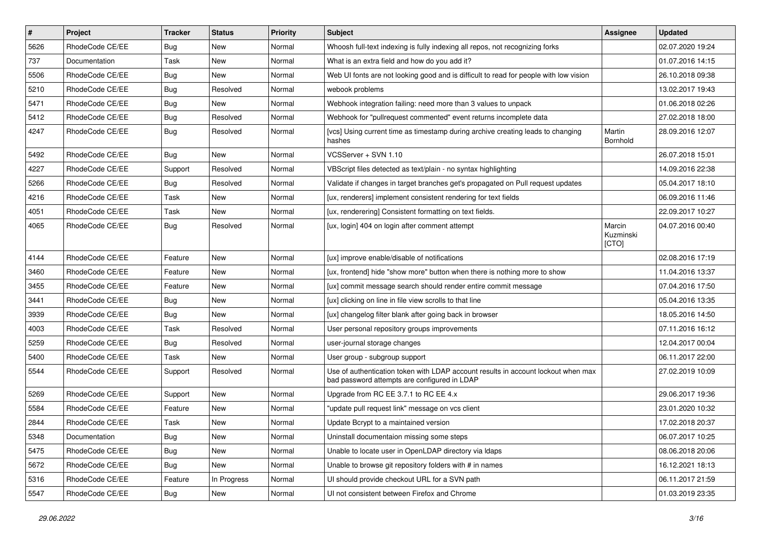| # | Project | Tracker | Status | Priority | Subject | Assignee | Updated |
|---|---|---|---|---|---|---|---|
| 5626 | RhodeCode CE/EE | Bug | New | Normal | Whoosh full-text indexing is fully indexing all repos, not recognizing forks | | 02.07.2020 19:24 |
| 737 | Documentation | Task | New | Normal | What is an extra field and how do you add it? | | 01.07.2016 14:15 |
| 5506 | RhodeCode CE/EE | Bug | New | Normal | Web UI fonts are not looking good and is difficult to read for people with low vision | | 26.10.2018 09:38 |
| 5210 | RhodeCode CE/EE | Bug | Resolved | Normal | webook problems | | 13.02.2017 19:43 |
| 5471 | RhodeCode CE/EE | Bug | New | Normal | Webhook integration failing: need more than 3 values to unpack | | 01.06.2018 02:26 |
| 5412 | RhodeCode CE/EE | Bug | Resolved | Normal | Webhook for "pullrequest commented" event returns incomplete data | | 27.02.2018 18:00 |
| 4247 | RhodeCode CE/EE | Bug | Resolved | Normal | [vcs] Using current time as timestamp during archive creating leads to changing hashes | Martin Bornhold | 28.09.2016 12:07 |
| 5492 | RhodeCode CE/EE | Bug | New | Normal | VCSServer + SVN 1.10 | | 26.07.2018 15:01 |
| 4227 | RhodeCode CE/EE | Support | Resolved | Normal | VBScript files detected as text/plain - no syntax highlighting | | 14.09.2016 22:38 |
| 5266 | RhodeCode CE/EE | Bug | Resolved | Normal | Validate if changes in target branches get's propagated on Pull request updates | | 05.04.2017 18:10 |
| 4216 | RhodeCode CE/EE | Task | New | Normal | [ux, renderers] implement consistent rendering for text fields | | 06.09.2016 11:46 |
| 4051 | RhodeCode CE/EE | Task | New | Normal | [ux, renderering] Consistent formatting on text fields. | | 22.09.2017 10:27 |
| 4065 | RhodeCode CE/EE | Bug | Resolved | Normal | [ux, login] 404 on login after comment attempt | Marcin Kuzminski [CTO] | 04.07.2016 00:40 |
| 4144 | RhodeCode CE/EE | Feature | New | Normal | [ux] improve enable/disable of notifications | | 02.08.2016 17:19 |
| 3460 | RhodeCode CE/EE | Feature | New | Normal | [ux, frontend] hide "show more" button when there is nothing more to show | | 11.04.2016 13:37 |
| 3455 | RhodeCode CE/EE | Feature | New | Normal | [ux] commit message search should render entire commit message | | 07.04.2016 17:50 |
| 3441 | RhodeCode CE/EE | Bug | New | Normal | [ux] clicking on line in file view scrolls to that line | | 05.04.2016 13:35 |
| 3939 | RhodeCode CE/EE | Bug | New | Normal | [ux] changelog filter blank after going back in browser | | 18.05.2016 14:50 |
| 4003 | RhodeCode CE/EE | Task | Resolved | Normal | User personal repository groups improvements | | 07.11.2016 16:12 |
| 5259 | RhodeCode CE/EE | Bug | Resolved | Normal | user-journal storage changes | | 12.04.2017 00:04 |
| 5400 | RhodeCode CE/EE | Task | New | Normal | User group - subgroup support | | 06.11.2017 22:00 |
| 5544 | RhodeCode CE/EE | Support | Resolved | Normal | Use of authentication token with LDAP account results in account lockout when max bad password attempts are configured in LDAP | | 27.02.2019 10:09 |
| 5269 | RhodeCode CE/EE | Support | New | Normal | Upgrade from RC EE 3.7.1 to RC EE 4.x | | 29.06.2017 19:36 |
| 5584 | RhodeCode CE/EE | Feature | New | Normal | "update pull request link" message on vcs client | | 23.01.2020 10:32 |
| 2844 | RhodeCode CE/EE | Task | New | Normal | Update Bcrypt to a maintained version | | 17.02.2018 20:37 |
| 5348 | Documentation | Bug | New | Normal | Uninstall documentaion missing some steps | | 06.07.2017 10:25 |
| 5475 | RhodeCode CE/EE | Bug | New | Normal | Unable to locate user in OpenLDAP directory via ldaps | | 08.06.2018 20:06 |
| 5672 | RhodeCode CE/EE | Bug | New | Normal | Unable to browse git repository folders with # in names | | 16.12.2021 18:13 |
| 5316 | RhodeCode CE/EE | Feature | In Progress | Normal | UI should provide checkout URL for a SVN path | | 06.11.2017 21:59 |
| 5547 | RhodeCode CE/EE | Bug | New | Normal | UI not consistent between Firefox and Chrome | | 01.03.2019 23:35 |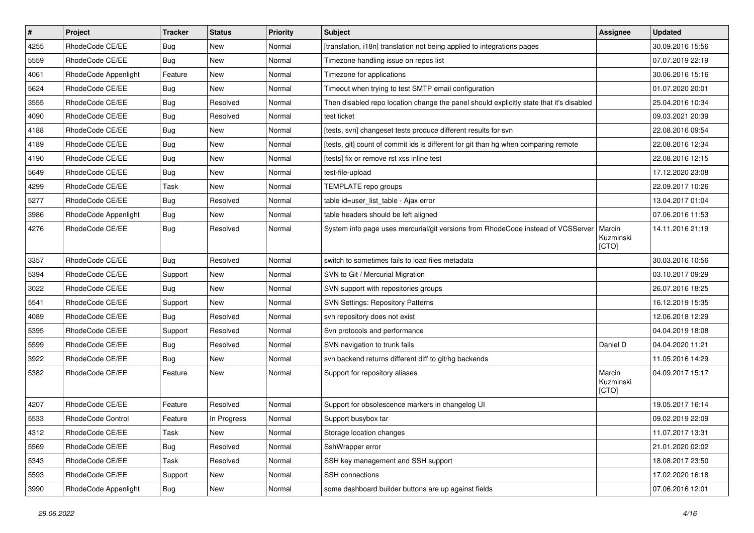| # | Project | Tracker | Status | Priority | Subject | Assignee | Updated |
| --- | --- | --- | --- | --- | --- | --- | --- |
| 4255 | RhodeCode CE/EE | Bug | New | Normal | [translation, i18n] translation not being applied to integrations pages | | 30.09.2016 15:56 |
| 5559 | RhodeCode CE/EE | Bug | New | Normal | Timezone handling issue on repos list | | 07.07.2019 22:19 |
| 4061 | RhodeCode Appenlight | Feature | New | Normal | Timezone for applications | | 30.06.2016 15:16 |
| 5624 | RhodeCode CE/EE | Bug | New | Normal | Timeout when trying to test SMTP email configuration | | 01.07.2020 20:01 |
| 3555 | RhodeCode CE/EE | Bug | Resolved | Normal | Then disabled repo location change the panel should explicitly state that it's disabled | | 25.04.2016 10:34 |
| 4090 | RhodeCode CE/EE | Bug | Resolved | Normal | test ticket | | 09.03.2021 20:39 |
| 4188 | RhodeCode CE/EE | Bug | New | Normal | [tests, svn] changeset tests produce different results for svn | | 22.08.2016 09:54 |
| 4189 | RhodeCode CE/EE | Bug | New | Normal | [tests, git] count of commit ids is different for git than hg when comparing remote | | 22.08.2016 12:34 |
| 4190 | RhodeCode CE/EE | Bug | New | Normal | [tests] fix or remove rst xss inline test | | 22.08.2016 12:15 |
| 5649 | RhodeCode CE/EE | Bug | New | Normal | test-file-upload | | 17.12.2020 23:08 |
| 4299 | RhodeCode CE/EE | Task | New | Normal | TEMPLATE repo groups | | 22.09.2017 10:26 |
| 5277 | RhodeCode CE/EE | Bug | Resolved | Normal | table id=user_list_table - Ajax error | | 13.04.2017 01:04 |
| 3986 | RhodeCode Appenlight | Bug | New | Normal | table headers should be left aligned | | 07.06.2016 11:53 |
| 4276 | RhodeCode CE/EE | Bug | Resolved | Normal | System info page uses mercurial/git versions from RhodeCode instead of VCSServer | Marcin Kuzminski [CTO] | 14.11.2016 21:19 |
| 3357 | RhodeCode CE/EE | Bug | Resolved | Normal | switch to sometimes fails to load files metadata | | 30.03.2016 10:56 |
| 5394 | RhodeCode CE/EE | Support | New | Normal | SVN to Git / Mercurial Migration | | 03.10.2017 09:29 |
| 3022 | RhodeCode CE/EE | Bug | New | Normal | SVN support with repositories groups | | 26.07.2016 18:25 |
| 5541 | RhodeCode CE/EE | Support | New | Normal | SVN Settings: Repository Patterns | | 16.12.2019 15:35 |
| 4089 | RhodeCode CE/EE | Bug | Resolved | Normal | svn repository does not exist | | 12.06.2018 12:29 |
| 5395 | RhodeCode CE/EE | Support | Resolved | Normal | Svn protocols and performance | | 04.04.2019 18:08 |
| 5599 | RhodeCode CE/EE | Bug | Resolved | Normal | SVN navigation to trunk fails | Daniel D | 04.04.2020 11:21 |
| 3922 | RhodeCode CE/EE | Bug | New | Normal | svn backend returns different diff to git/hg backends | | 11.05.2016 14:29 |
| 5382 | RhodeCode CE/EE | Feature | New | Normal | Support for repository aliases | Marcin Kuzminski [CTO] | 04.09.2017 15:17 |
| 4207 | RhodeCode CE/EE | Feature | Resolved | Normal | Support for obsolescence markers in changelog UI | | 19.05.2017 16:14 |
| 5533 | RhodeCode Control | Feature | In Progress | Normal | Support busybox tar | | 09.02.2019 22:09 |
| 4312 | RhodeCode CE/EE | Task | New | Normal | Storage location changes | | 11.07.2017 13:31 |
| 5569 | RhodeCode CE/EE | Bug | Resolved | Normal | SshWrapper error | | 21.01.2020 02:02 |
| 5343 | RhodeCode CE/EE | Task | Resolved | Normal | SSH key management and SSH support | | 18.08.2017 23:50 |
| 5593 | RhodeCode CE/EE | Support | New | Normal | SSH connections | | 17.02.2020 16:18 |
| 3990 | RhodeCode Appenlight | Bug | New | Normal | some dashboard builder buttons are up against fields | | 07.06.2016 12:01 |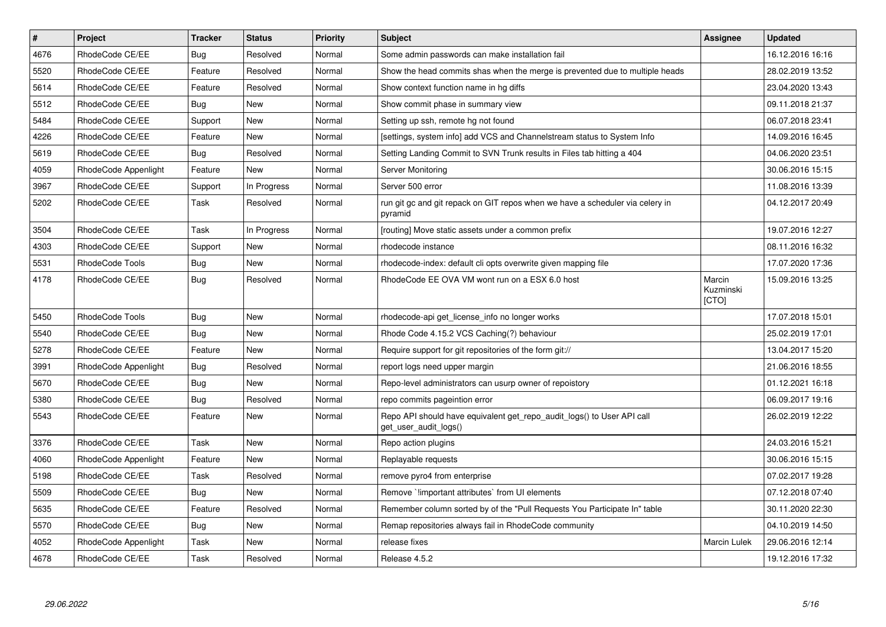| # | Project | Tracker | Status | Priority | Subject | Assignee | Updated |
|---|---|---|---|---|---|---|---|
| 4676 | RhodeCode CE/EE | Bug | Resolved | Normal | Some admin passwords can make installation fail | | 16.12.2016 16:16 |
| 5520 | RhodeCode CE/EE | Feature | Resolved | Normal | Show the head commits shas when the merge is prevented due to multiple heads | | 28.02.2019 13:52 |
| 5614 | RhodeCode CE/EE | Feature | Resolved | Normal | Show context function name in hg diffs | | 23.04.2020 13:43 |
| 5512 | RhodeCode CE/EE | Bug | New | Normal | Show commit phase in summary view | | 09.11.2018 21:37 |
| 5484 | RhodeCode CE/EE | Support | New | Normal | Setting up ssh, remote hg not found | | 06.07.2018 23:41 |
| 4226 | RhodeCode CE/EE | Feature | New | Normal | [settings, system info] add VCS and Channelstream status to System Info | | 14.09.2016 16:45 |
| 5619 | RhodeCode CE/EE | Bug | Resolved | Normal | Setting Landing Commit to SVN Trunk results in Files tab hitting a 404 | | 04.06.2020 23:51 |
| 4059 | RhodeCode Appenlight | Feature | New | Normal | Server Monitoring | | 30.06.2016 15:15 |
| 3967 | RhodeCode CE/EE | Support | In Progress | Normal | Server 500 error | | 11.08.2016 13:39 |
| 5202 | RhodeCode CE/EE | Task | Resolved | Normal | run git gc and git repack on GIT repos when we have a scheduler via celery in pyramid | | 04.12.2017 20:49 |
| 3504 | RhodeCode CE/EE | Task | In Progress | Normal | [routing] Move static assets under a common prefix | | 19.07.2016 12:27 |
| 4303 | RhodeCode CE/EE | Support | New | Normal | rhodecode instance | | 08.11.2016 16:32 |
| 5531 | RhodeCode Tools | Bug | New | Normal | rhodecode-index: default cli opts overwrite given mapping file | | 17.07.2020 17:36 |
| 4178 | RhodeCode CE/EE | Bug | Resolved | Normal | RhodeCode EE OVA VM wont run on a ESX 6.0 host | Marcin Kuzminski [CTO] | 15.09.2016 13:25 |
| 5450 | RhodeCode Tools | Bug | New | Normal | rhodecode-api get_license_info no longer works | | 17.07.2018 15:01 |
| 5540 | RhodeCode CE/EE | Bug | New | Normal | Rhode Code 4.15.2 VCS Caching(?) behaviour | | 25.02.2019 17:01 |
| 5278 | RhodeCode CE/EE | Feature | New | Normal | Require support for git repositories of the form git:// | | 13.04.2017 15:20 |
| 3991 | RhodeCode Appenlight | Bug | Resolved | Normal | report logs need upper margin | | 21.06.2016 18:55 |
| 5670 | RhodeCode CE/EE | Bug | New | Normal | Repo-level administrators can usurp owner of repoistory | | 01.12.2021 16:18 |
| 5380 | RhodeCode CE/EE | Bug | Resolved | Normal | repo commits pageintion error | | 06.09.2017 19:16 |
| 5543 | RhodeCode CE/EE | Feature | New | Normal | Repo API should have equivalent get_repo_audit_logs() to User API call get_user_audit_logs() | | 26.02.2019 12:22 |
| 3376 | RhodeCode CE/EE | Task | New | Normal | Repo action plugins | | 24.03.2016 15:21 |
| 4060 | RhodeCode Appenlight | Feature | New | Normal | Replayable requests | | 30.06.2016 15:15 |
| 5198 | RhodeCode CE/EE | Task | Resolved | Normal | remove pyro4 from enterprise | | 07.02.2017 19:28 |
| 5509 | RhodeCode CE/EE | Bug | New | Normal | Remove `!important attributes` from UI elements | | 07.12.2018 07:40 |
| 5635 | RhodeCode CE/EE | Feature | Resolved | Normal | Remember column sorted by of the "Pull Requests You Participate In" table | | 30.11.2020 22:30 |
| 5570 | RhodeCode CE/EE | Bug | New | Normal | Remap repositories always fail in RhodeCode community | | 04.10.2019 14:50 |
| 4052 | RhodeCode Appenlight | Task | New | Normal | release fixes | Marcin Lulek | 29.06.2016 12:14 |
| 4678 | RhodeCode CE/EE | Task | Resolved | Normal | Release 4.5.2 | | 19.12.2016 17:32 |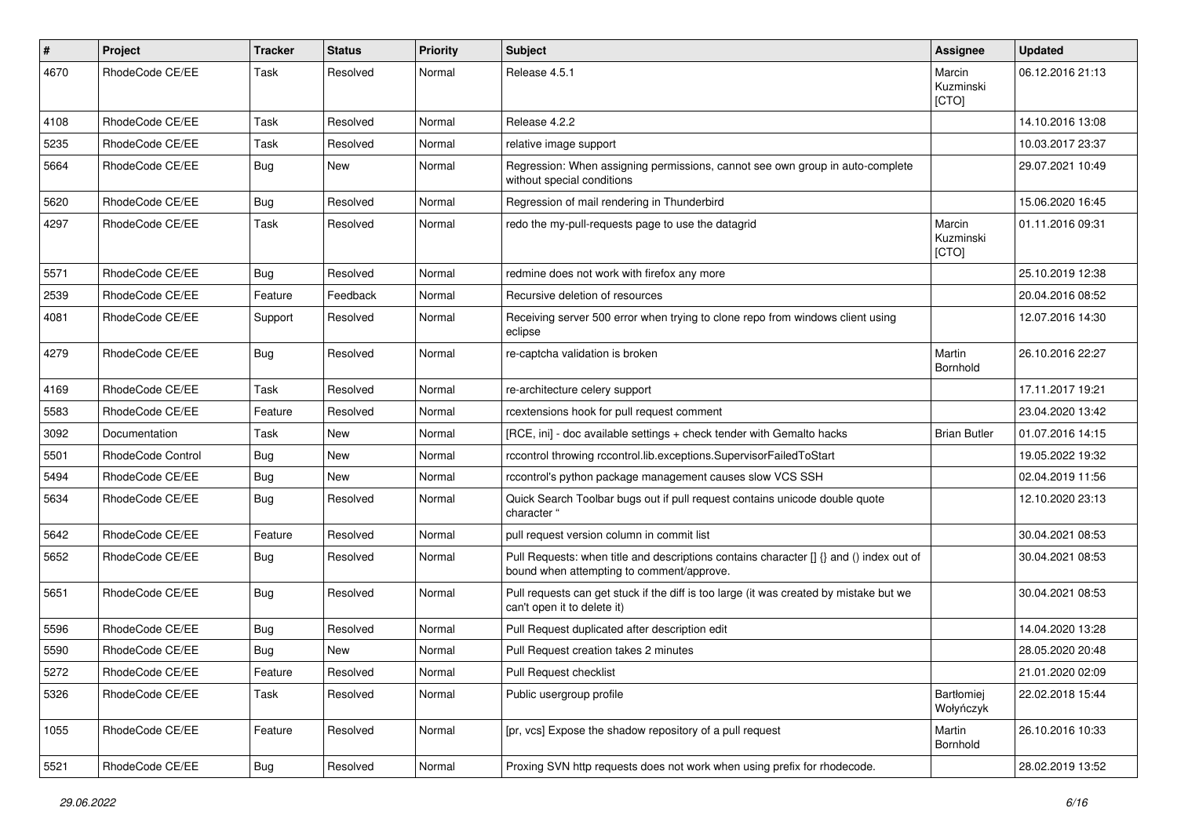| # | Project | Tracker | Status | Priority | Subject | Assignee | Updated |
| --- | --- | --- | --- | --- | --- | --- | --- |
| 4670 | RhodeCode CE/EE | Task | Resolved | Normal | Release 4.5.1 | Marcin Kuzminski [CTO] | 06.12.2016 21:13 |
| 4108 | RhodeCode CE/EE | Task | Resolved | Normal | Release 4.2.2 | | 14.10.2016 13:08 |
| 5235 | RhodeCode CE/EE | Task | Resolved | Normal | relative image support | | 10.03.2017 23:37 |
| 5664 | RhodeCode CE/EE | Bug | New | Normal | Regression: When assigning permissions, cannot see own group in auto-complete without special conditions | | 29.07.2021 10:49 |
| 5620 | RhodeCode CE/EE | Bug | Resolved | Normal | Regression of mail rendering in Thunderbird | | 15.06.2020 16:45 |
| 4297 | RhodeCode CE/EE | Task | Resolved | Normal | redo the my-pull-requests page to use the datagrid | Marcin Kuzminski [CTO] | 01.11.2016 09:31 |
| 5571 | RhodeCode CE/EE | Bug | Resolved | Normal | redmine does not work with firefox any more | | 25.10.2019 12:38 |
| 2539 | RhodeCode CE/EE | Feature | Feedback | Normal | Recursive deletion of resources | | 20.04.2016 08:52 |
| 4081 | RhodeCode CE/EE | Support | Resolved | Normal | Receiving server 500 error when trying to clone repo from windows client using eclipse | | 12.07.2016 14:30 |
| 4279 | RhodeCode CE/EE | Bug | Resolved | Normal | re-captcha validation is broken | Martin Bornhold | 26.10.2016 22:27 |
| 4169 | RhodeCode CE/EE | Task | Resolved | Normal | re-architecture celery support | | 17.11.2017 19:21 |
| 5583 | RhodeCode CE/EE | Feature | Resolved | Normal | rcextensions hook for pull request comment | | 23.04.2020 13:42 |
| 3092 | Documentation | Task | New | Normal | [RCE, ini] - doc available settings + check tender with Gemalto hacks | Brian Butler | 01.07.2016 14:15 |
| 5501 | RhodeCode Control | Bug | New | Normal | rccontrol throwing rccontrol.lib.exceptions.SupervisorFailedToStart | | 19.05.2022 19:32 |
| 5494 | RhodeCode CE/EE | Bug | New | Normal | rccontrol's python package management causes slow VCS SSH | | 02.04.2019 11:56 |
| 5634 | RhodeCode CE/EE | Bug | Resolved | Normal | Quick Search Toolbar bugs out if pull request contains unicode double quote character " | | 12.10.2020 23:13 |
| 5642 | RhodeCode CE/EE | Feature | Resolved | Normal | pull request version column in commit list | | 30.04.2021 08:53 |
| 5652 | RhodeCode CE/EE | Bug | Resolved | Normal | Pull Requests: when title and descriptions contains character [] {} and () index out of bound when attempting to comment/approve. | | 30.04.2021 08:53 |
| 5651 | RhodeCode CE/EE | Bug | Resolved | Normal | Pull requests can get stuck if the diff is too large (it was created by mistake but we can't open it to delete it) | | 30.04.2021 08:53 |
| 5596 | RhodeCode CE/EE | Bug | Resolved | Normal | Pull Request duplicated after description edit | | 14.04.2020 13:28 |
| 5590 | RhodeCode CE/EE | Bug | New | Normal | Pull Request creation takes 2 minutes | | 28.05.2020 20:48 |
| 5272 | RhodeCode CE/EE | Feature | Resolved | Normal | Pull Request checklist | | 21.01.2020 02:09 |
| 5326 | RhodeCode CE/EE | Task | Resolved | Normal | Public usergroup profile | Bartłomiej Wołyńczyk | 22.02.2018 15:44 |
| 1055 | RhodeCode CE/EE | Feature | Resolved | Normal | [pr, vcs] Expose the shadow repository of a pull request | Martin Bornhold | 26.10.2016 10:33 |
| 5521 | RhodeCode CE/EE | Bug | Resolved | Normal | Proxing SVN http requests does not work when using prefix for rhodecode. | | 28.02.2019 13:52 |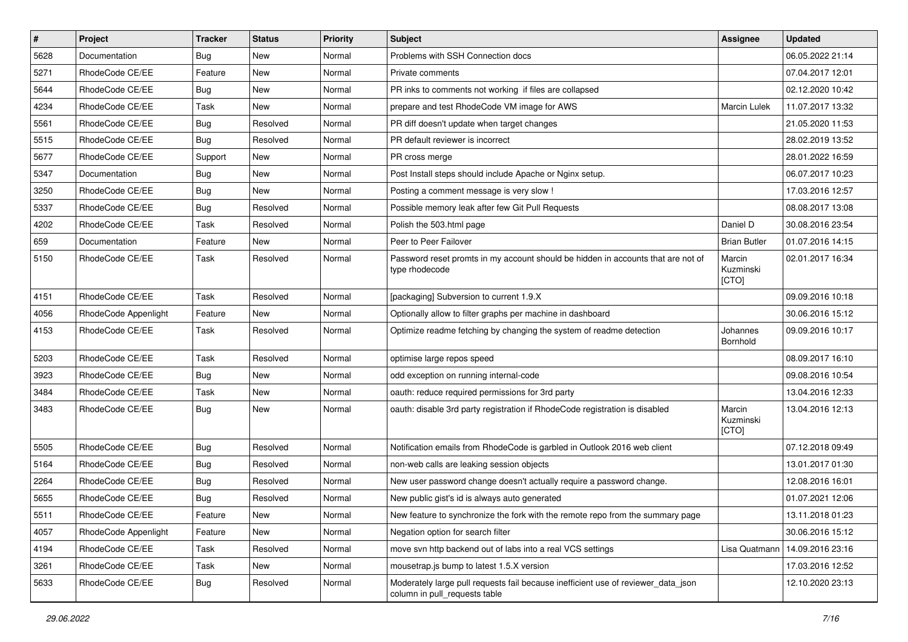| # | Project | Tracker | Status | Priority | Subject | Assignee | Updated |
| --- | --- | --- | --- | --- | --- | --- | --- |
| 5628 | Documentation | Bug | New | Normal | Problems with SSH Connection docs | | 06.05.2022 21:14 |
| 5271 | RhodeCode CE/EE | Feature | New | Normal | Private comments | | 07.04.2017 12:01 |
| 5644 | RhodeCode CE/EE | Bug | New | Normal | PR inks to comments not working if files are collapsed | | 02.12.2020 10:42 |
| 4234 | RhodeCode CE/EE | Task | New | Normal | prepare and test RhodeCode VM image for AWS | Marcin Lulek | 11.07.2017 13:32 |
| 5561 | RhodeCode CE/EE | Bug | Resolved | Normal | PR diff doesn't update when target changes | | 21.05.2020 11:53 |
| 5515 | RhodeCode CE/EE | Bug | Resolved | Normal | PR default reviewer is incorrect | | 28.02.2019 13:52 |
| 5677 | RhodeCode CE/EE | Support | New | Normal | PR cross merge | | 28.01.2022 16:59 |
| 5347 | Documentation | Bug | New | Normal | Post Install steps should include Apache or Nginx setup. | | 06.07.2017 10:23 |
| 3250 | RhodeCode CE/EE | Bug | New | Normal | Posting a comment message is very slow ! | | 17.03.2016 12:57 |
| 5337 | RhodeCode CE/EE | Bug | Resolved | Normal | Possible memory leak after few Git Pull Requests | | 08.08.2017 13:08 |
| 4202 | RhodeCode CE/EE | Task | Resolved | Normal | Polish the 503.html page | Daniel D | 30.08.2016 23:54 |
| 659 | Documentation | Feature | New | Normal | Peer to Peer Failover | Brian Butler | 01.07.2016 14:15 |
| 5150 | RhodeCode CE/EE | Task | Resolved | Normal | Password reset promts in my account should be hidden in accounts that are not of type rhodecode | Marcin Kuzminski [CTO] | 02.01.2017 16:34 |
| 4151 | RhodeCode CE/EE | Task | Resolved | Normal | [packaging] Subversion to current 1.9.X | | 09.09.2016 10:18 |
| 4056 | RhodeCode Appenlight | Feature | New | Normal | Optionally allow to filter graphs per machine in dashboard | | 30.06.2016 15:12 |
| 4153 | RhodeCode CE/EE | Task | Resolved | Normal | Optimize readme fetching by changing the system of readme detection | Johannes Bornhold | 09.09.2016 10:17 |
| 5203 | RhodeCode CE/EE | Task | Resolved | Normal | optimise large repos speed | | 08.09.2017 16:10 |
| 3923 | RhodeCode CE/EE | Bug | New | Normal | odd exception on running internal-code | | 09.08.2016 10:54 |
| 3484 | RhodeCode CE/EE | Task | New | Normal | oauth: reduce required permissions for 3rd party | | 13.04.2016 12:33 |
| 3483 | RhodeCode CE/EE | Bug | New | Normal | oauth: disable 3rd party registration if RhodeCode registration is disabled | Marcin Kuzminski [CTO] | 13.04.2016 12:13 |
| 5505 | RhodeCode CE/EE | Bug | Resolved | Normal | Notification emails from RhodeCode is garbled in Outlook 2016 web client | | 07.12.2018 09:49 |
| 5164 | RhodeCode CE/EE | Bug | Resolved | Normal | non-web calls are leaking session objects | | 13.01.2017 01:30 |
| 2264 | RhodeCode CE/EE | Bug | Resolved | Normal | New user password change doesn't actually require a password change. | | 12.08.2016 16:01 |
| 5655 | RhodeCode CE/EE | Bug | Resolved | Normal | New public gist's id is always auto generated | | 01.07.2021 12:06 |
| 5511 | RhodeCode CE/EE | Feature | New | Normal | New feature to synchronize the fork with the remote repo from the summary page | | 13.11.2018 01:23 |
| 4057 | RhodeCode Appenlight | Feature | New | Normal | Negation option for search filter | | 30.06.2016 15:12 |
| 4194 | RhodeCode CE/EE | Task | Resolved | Normal | move svn http backend out of labs into a real VCS settings | Lisa Quatmann | 14.09.2016 23:16 |
| 3261 | RhodeCode CE/EE | Task | New | Normal | mousetrap.js bump to latest 1.5.X version | | 17.03.2016 12:52 |
| 5633 | RhodeCode CE/EE | Bug | Resolved | Normal | Moderately large pull requests fail because inefficient use of reviewer_data_json column in pull_requests table | | 12.10.2020 23:13 |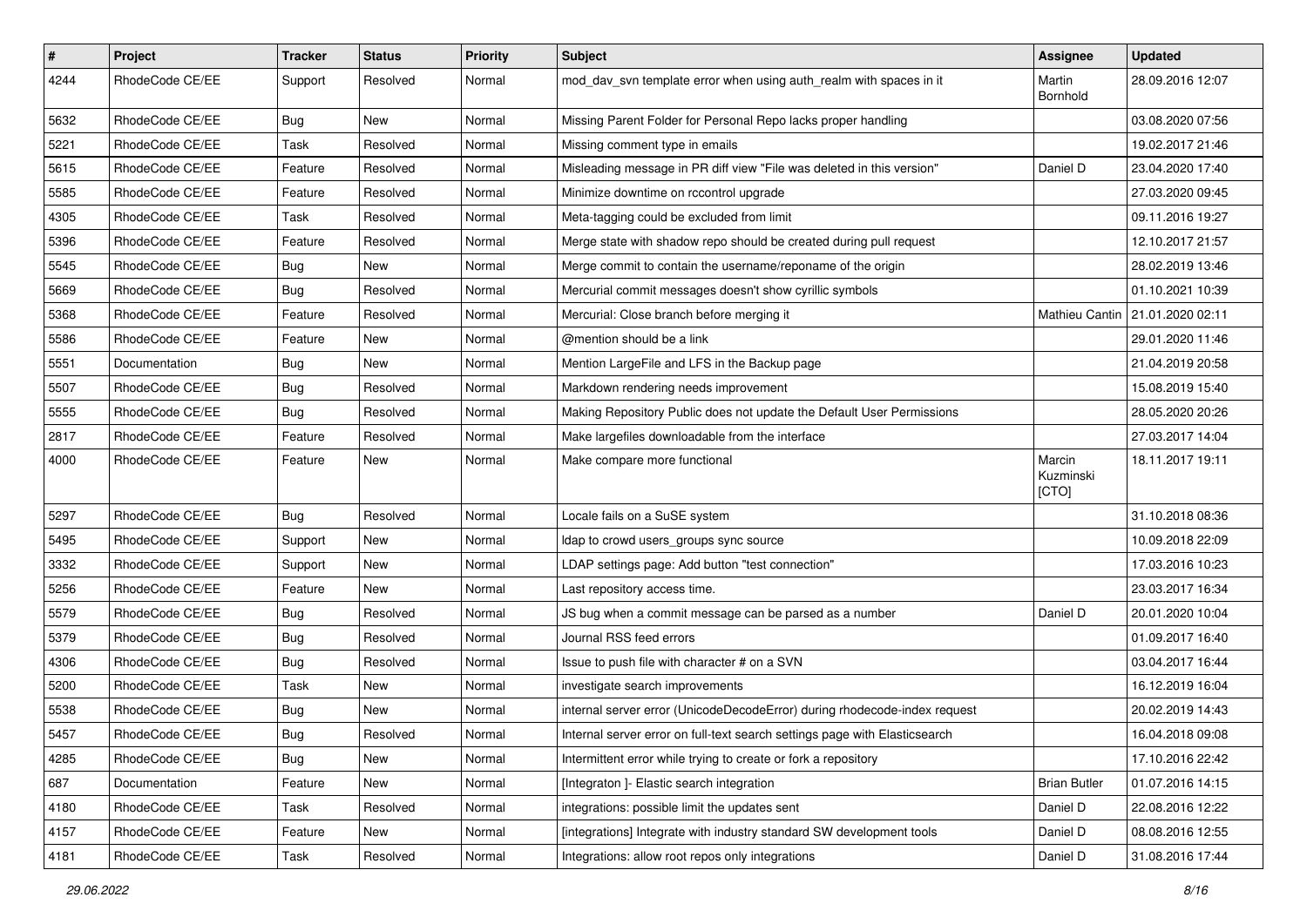| # | Project | Tracker | Status | Priority | Subject | Assignee | Updated |
|---|---|---|---|---|---|---|---|
| 4244 | RhodeCode CE/EE | Support | Resolved | Normal | mod_dav_svn template error when using auth_realm with spaces in it | Martin Bornhold | 28.09.2016 12:07 |
| 5632 | RhodeCode CE/EE | Bug | New | Normal | Missing Parent Folder for Personal Repo lacks proper handling | | 03.08.2020 07:56 |
| 5221 | RhodeCode CE/EE | Task | Resolved | Normal | Missing comment type in emails | | 19.02.2017 21:46 |
| 5615 | RhodeCode CE/EE | Feature | Resolved | Normal | Misleading message in PR diff view "File was deleted in this version" | Daniel D | 23.04.2020 17:40 |
| 5585 | RhodeCode CE/EE | Feature | Resolved | Normal | Minimize downtime on rccontrol upgrade | | 27.03.2020 09:45 |
| 4305 | RhodeCode CE/EE | Task | Resolved | Normal | Meta-tagging could be excluded from limit | | 09.11.2016 19:27 |
| 5396 | RhodeCode CE/EE | Feature | Resolved | Normal | Merge state with shadow repo should be created during pull request | | 12.10.2017 21:57 |
| 5545 | RhodeCode CE/EE | Bug | New | Normal | Merge commit to contain the username/reponame of the origin | | 28.02.2019 13:46 |
| 5669 | RhodeCode CE/EE | Bug | Resolved | Normal | Mercurial commit messages doesn't show cyrillic symbols | | 01.10.2021 10:39 |
| 5368 | RhodeCode CE/EE | Feature | Resolved | Normal | Mercurial: Close branch before merging it | Mathieu Cantin | 21.01.2020 02:11 |
| 5586 | RhodeCode CE/EE | Feature | New | Normal | @mention should be a link | | 29.01.2020 11:46 |
| 5551 | Documentation | Bug | New | Normal | Mention LargeFile and LFS in the Backup page | | 21.04.2019 20:58 |
| 5507 | RhodeCode CE/EE | Bug | Resolved | Normal | Markdown rendering needs improvement | | 15.08.2019 15:40 |
| 5555 | RhodeCode CE/EE | Bug | Resolved | Normal | Making Repository Public does not update the Default User Permissions | | 28.05.2020 20:26 |
| 2817 | RhodeCode CE/EE | Feature | Resolved | Normal | Make largefiles downloadable from the interface | | 27.03.2017 14:04 |
| 4000 | RhodeCode CE/EE | Feature | New | Normal | Make compare more functional | Marcin Kuzminski [CTO] | 18.11.2017 19:11 |
| 5297 | RhodeCode CE/EE | Bug | Resolved | Normal | Locale fails on a SuSE system | | 31.10.2018 08:36 |
| 5495 | RhodeCode CE/EE | Support | New | Normal | ldap to crowd users_groups sync source | | 10.09.2018 22:09 |
| 3332 | RhodeCode CE/EE | Support | New | Normal | LDAP settings page: Add button "test connection" | | 17.03.2016 10:23 |
| 5256 | RhodeCode CE/EE | Feature | New | Normal | Last repository access time. | | 23.03.2017 16:34 |
| 5579 | RhodeCode CE/EE | Bug | Resolved | Normal | JS bug when a commit message can be parsed as a number | Daniel D | 20.01.2020 10:04 |
| 5379 | RhodeCode CE/EE | Bug | Resolved | Normal | Journal RSS feed errors | | 01.09.2017 16:40 |
| 4306 | RhodeCode CE/EE | Bug | Resolved | Normal | Issue to push file with character # on a SVN | | 03.04.2017 16:44 |
| 5200 | RhodeCode CE/EE | Task | New | Normal | investigate search improvements | | 16.12.2019 16:04 |
| 5538 | RhodeCode CE/EE | Bug | New | Normal | internal server error (UnicodeDecodeError) during rhodecode-index request | | 20.02.2019 14:43 |
| 5457 | RhodeCode CE/EE | Bug | Resolved | Normal | Internal server error on full-text search settings page with Elasticsearch | | 16.04.2018 09:08 |
| 4285 | RhodeCode CE/EE | Bug | New | Normal | Intermittent error while trying to create or fork a repository | | 17.10.2016 22:42 |
| 687 | Documentation | Feature | New | Normal | [Integraton ]- Elastic search integration | Brian Butler | 01.07.2016 14:15 |
| 4180 | RhodeCode CE/EE | Task | Resolved | Normal | integrations: possible limit the updates sent | Daniel D | 22.08.2016 12:22 |
| 4157 | RhodeCode CE/EE | Feature | New | Normal | [integrations] Integrate with industry standard SW development tools | Daniel D | 08.08.2016 12:55 |
| 4181 | RhodeCode CE/EE | Task | Resolved | Normal | Integrations: allow root repos only integrations | Daniel D | 31.08.2016 17:44 |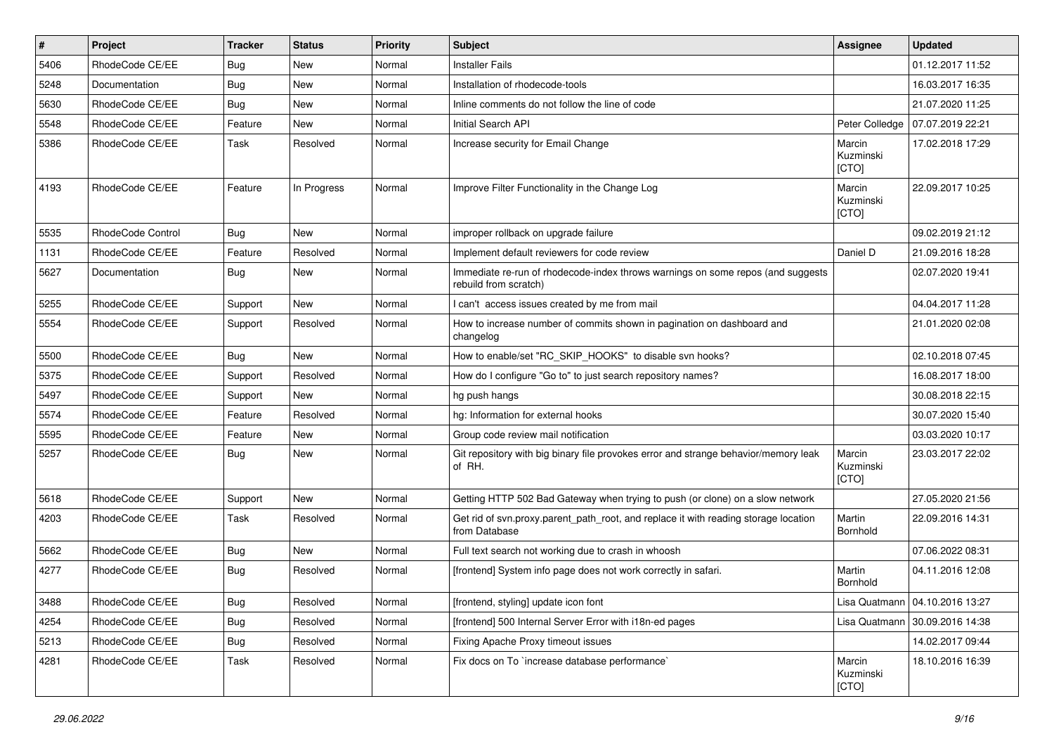| # | Project | Tracker | Status | Priority | Subject | Assignee | Updated |
|---|---|---|---|---|---|---|---|
| 5406 | RhodeCode CE/EE | Bug | New | Normal | Installer Fails | | 01.12.2017 11:52 |
| 5248 | Documentation | Bug | New | Normal | Installation of rhodecode-tools | | 16.03.2017 16:35 |
| 5630 | RhodeCode CE/EE | Bug | New | Normal | Inline comments do not follow the line of code | | 21.07.2020 11:25 |
| 5548 | RhodeCode CE/EE | Feature | New | Normal | Initial Search API | Peter Colledge | 07.07.2019 22:21 |
| 5386 | RhodeCode CE/EE | Task | Resolved | Normal | Increase security for Email Change | Marcin Kuzminski [CTO] | 17.02.2018 17:29 |
| 4193 | RhodeCode CE/EE | Feature | In Progress | Normal | Improve Filter Functionality in the Change Log | Marcin Kuzminski [CTO] | 22.09.2017 10:25 |
| 5535 | RhodeCode Control | Bug | New | Normal | improper rollback on upgrade failure | | 09.02.2019 21:12 |
| 1131 | RhodeCode CE/EE | Feature | Resolved | Normal | Implement default reviewers for code review | Daniel D | 21.09.2016 18:28 |
| 5627 | Documentation | Bug | New | Normal | Immediate re-run of rhodecode-index throws warnings on some repos (and suggests rebuild from scratch) | | 02.07.2020 19:41 |
| 5255 | RhodeCode CE/EE | Support | New | Normal | I can't access issues created by me from mail | | 04.04.2017 11:28 |
| 5554 | RhodeCode CE/EE | Support | Resolved | Normal | How to increase number of commits shown in pagination on dashboard and changelog | | 21.01.2020 02:08 |
| 5500 | RhodeCode CE/EE | Bug | New | Normal | How to enable/set "RC_SKIP_HOOKS" to disable svn hooks? | | 02.10.2018 07:45 |
| 5375 | RhodeCode CE/EE | Support | Resolved | Normal | How do I configure "Go to" to just search repository names? | | 16.08.2017 18:00 |
| 5497 | RhodeCode CE/EE | Support | New | Normal | hg push hangs | | 30.08.2018 22:15 |
| 5574 | RhodeCode CE/EE | Feature | Resolved | Normal | hg: Information for external hooks | | 30.07.2020 15:40 |
| 5595 | RhodeCode CE/EE | Feature | New | Normal | Group code review mail notification | | 03.03.2020 10:17 |
| 5257 | RhodeCode CE/EE | Bug | New | Normal | Git repository with big binary file provokes error and strange behavior/memory leak of RH. | Marcin Kuzminski [CTO] | 23.03.2017 22:02 |
| 5618 | RhodeCode CE/EE | Support | New | Normal | Getting HTTP 502 Bad Gateway when trying to push (or clone) on a slow network | | 27.05.2020 21:56 |
| 4203 | RhodeCode CE/EE | Task | Resolved | Normal | Get rid of svn.proxy.parent_path_root, and replace it with reading storage location from Database | Martin Bornhold | 22.09.2016 14:31 |
| 5662 | RhodeCode CE/EE | Bug | New | Normal | Full text search not working due to crash in whoosh | | 07.06.2022 08:31 |
| 4277 | RhodeCode CE/EE | Bug | Resolved | Normal | [frontend] System info page does not work correctly in safari. | Martin Bornhold | 04.11.2016 12:08 |
| 3488 | RhodeCode CE/EE | Bug | Resolved | Normal | [frontend, styling] update icon font | Lisa Quatmann | 04.10.2016 13:27 |
| 4254 | RhodeCode CE/EE | Bug | Resolved | Normal | [frontend] 500 Internal Server Error with i18n-ed pages | Lisa Quatmann | 30.09.2016 14:38 |
| 5213 | RhodeCode CE/EE | Bug | Resolved | Normal | Fixing Apache Proxy timeout issues | | 14.02.2017 09:44 |
| 4281 | RhodeCode CE/EE | Task | Resolved | Normal | Fix docs on To `increase database performance` | Marcin Kuzminski [CTO] | 18.10.2016 16:39 |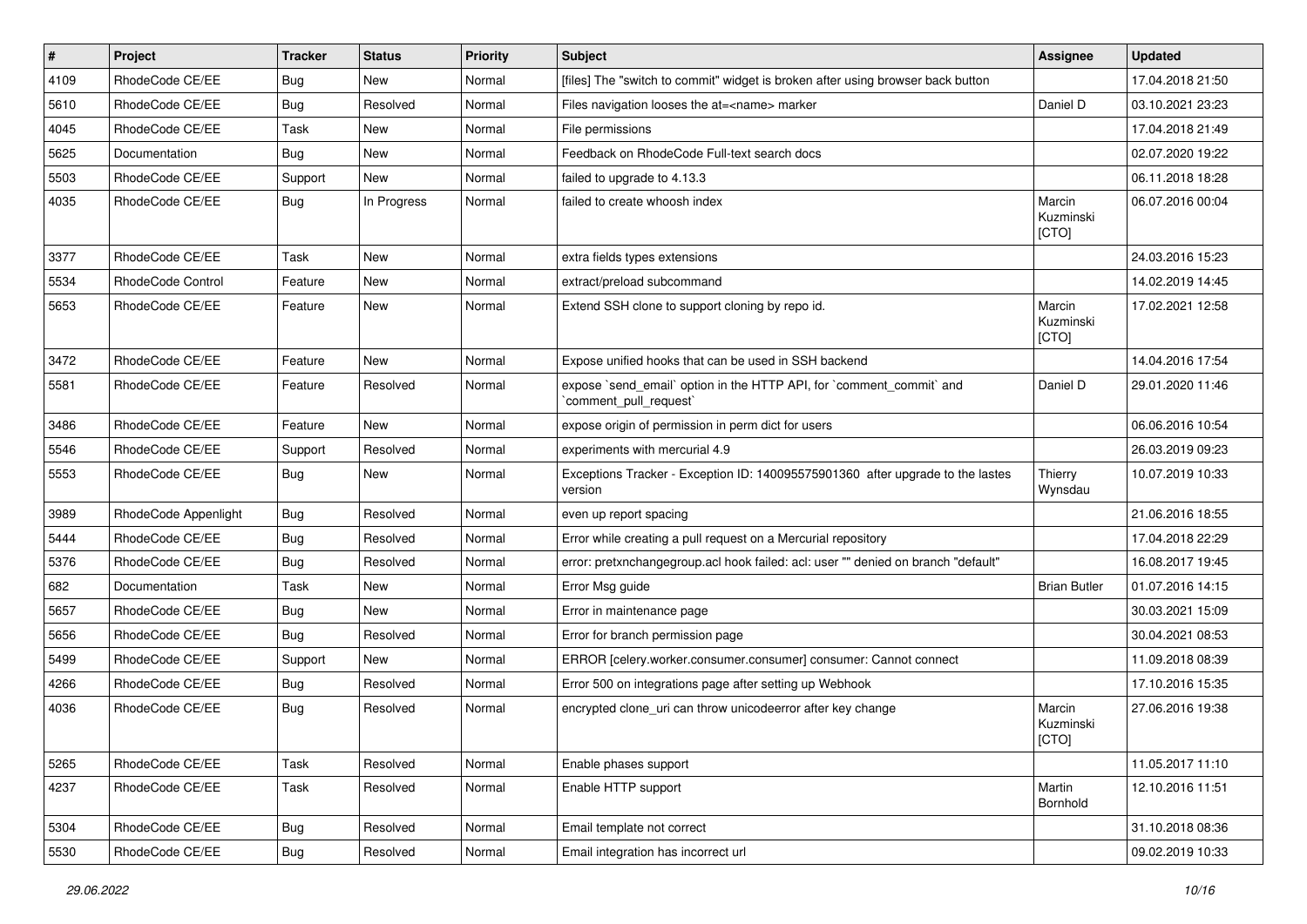| # | Project | Tracker | Status | Priority | Subject | Assignee | Updated |
| --- | --- | --- | --- | --- | --- | --- | --- |
| 4109 | RhodeCode CE/EE | Bug | New | Normal | [files] The "switch to commit" widget is broken after using browser back button | | 17.04.2018 21:50 |
| 5610 | RhodeCode CE/EE | Bug | Resolved | Normal | Files navigation looses the at=<name> marker | Daniel D | 03.10.2021 23:23 |
| 4045 | RhodeCode CE/EE | Task | New | Normal | File permissions | | 17.04.2018 21:49 |
| 5625 | Documentation | Bug | New | Normal | Feedback on RhodeCode Full-text search docs | | 02.07.2020 19:22 |
| 5503 | RhodeCode CE/EE | Support | New | Normal | failed to upgrade to 4.13.3 | | 06.11.2018 18:28 |
| 4035 | RhodeCode CE/EE | Bug | In Progress | Normal | failed to create whoosh index | Marcin Kuzminski [CTO] | 06.07.2016 00:04 |
| 3377 | RhodeCode CE/EE | Task | New | Normal | extra fields types extensions | | 24.03.2016 15:23 |
| 5534 | RhodeCode Control | Feature | New | Normal | extract/preload subcommand | | 14.02.2019 14:45 |
| 5653 | RhodeCode CE/EE | Feature | New | Normal | Extend SSH clone to support cloning by repo id. | Marcin Kuzminski [CTO] | 17.02.2021 12:58 |
| 3472 | RhodeCode CE/EE | Feature | New | Normal | Expose unified hooks that can be used in SSH backend | | 14.04.2016 17:54 |
| 5581 | RhodeCode CE/EE | Feature | Resolved | Normal | expose `send_email` option in the HTTP API, for `comment_commit` and `comment_pull_request` | Daniel D | 29.01.2020 11:46 |
| 3486 | RhodeCode CE/EE | Feature | New | Normal | expose origin of permission in perm dict for users | | 06.06.2016 10:54 |
| 5546 | RhodeCode CE/EE | Support | Resolved | Normal | experiments with mercurial 4.9 | | 26.03.2019 09:23 |
| 5553 | RhodeCode CE/EE | Bug | New | Normal | Exceptions Tracker - Exception ID: 140095575901360 after upgrade to the lastes version | Thierry Wynsdau | 10.07.2019 10:33 |
| 3989 | RhodeCode Appenlight | Bug | Resolved | Normal | even up report spacing | | 21.06.2016 18:55 |
| 5444 | RhodeCode CE/EE | Bug | Resolved | Normal | Error while creating a pull request on a Mercurial repository | | 17.04.2018 22:29 |
| 5376 | RhodeCode CE/EE | Bug | Resolved | Normal | error: pretxnchangegroup.acl hook failed: acl: user "" denied on branch "default" | | 16.08.2017 19:45 |
| 682 | Documentation | Task | New | Normal | Error Msg guide | Brian Butler | 01.07.2016 14:15 |
| 5657 | RhodeCode CE/EE | Bug | New | Normal | Error in maintenance page | | 30.03.2021 15:09 |
| 5656 | RhodeCode CE/EE | Bug | Resolved | Normal | Error for branch permission page | | 30.04.2021 08:53 |
| 5499 | RhodeCode CE/EE | Support | New | Normal | ERROR [celery.worker.consumer.consumer] consumer: Cannot connect | | 11.09.2018 08:39 |
| 4266 | RhodeCode CE/EE | Bug | Resolved | Normal | Error 500 on integrations page after setting up Webhook | | 17.10.2016 15:35 |
| 4036 | RhodeCode CE/EE | Bug | Resolved | Normal | encrypted clone_uri can throw unicodeerror after key change | Marcin Kuzminski [CTO] | 27.06.2016 19:38 |
| 5265 | RhodeCode CE/EE | Task | Resolved | Normal | Enable phases support | | 11.05.2017 11:10 |
| 4237 | RhodeCode CE/EE | Task | Resolved | Normal | Enable HTTP support | Martin Bornhold | 12.10.2016 11:51 |
| 5304 | RhodeCode CE/EE | Bug | Resolved | Normal | Email template not correct | | 31.10.2018 08:36 |
| 5530 | RhodeCode CE/EE | Bug | Resolved | Normal | Email integration has incorrect url | | 09.02.2019 10:33 |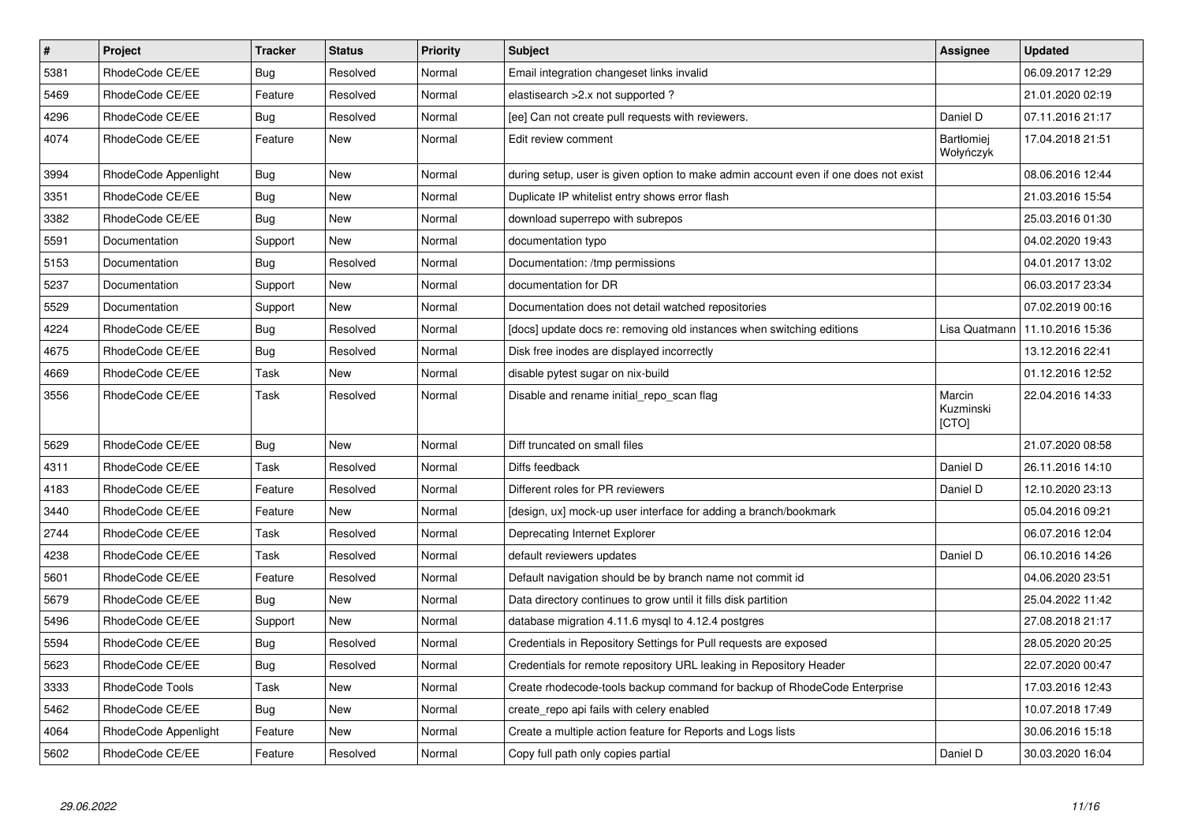| # | Project | Tracker | Status | Priority | Subject | Assignee | Updated |
|---|---|---|---|---|---|---|---|
| 5381 | RhodeCode CE/EE | Bug | Resolved | Normal | Email integration changeset links invalid | | 06.09.2017 12:29 |
| 5469 | RhodeCode CE/EE | Feature | Resolved | Normal | elastisearch >2.x not supported ? | | 21.01.2020 02:19 |
| 4296 | RhodeCode CE/EE | Bug | Resolved | Normal | [ee] Can not create pull requests with reviewers. | Daniel D | 07.11.2016 21:17 |
| 4074 | RhodeCode CE/EE | Feature | New | Normal | Edit review comment | Bartłomiej Wołyńczyk | 17.04.2018 21:51 |
| 3994 | RhodeCode Appenlight | Bug | New | Normal | during setup, user is given option to make admin account even if one does not exist | | 08.06.2016 12:44 |
| 3351 | RhodeCode CE/EE | Bug | New | Normal | Duplicate IP whitelist entry shows error flash | | 21.03.2016 15:54 |
| 3382 | RhodeCode CE/EE | Bug | New | Normal | download superrepo with subrepos | | 25.03.2016 01:30 |
| 5591 | Documentation | Support | New | Normal | documentation typo | | 04.02.2020 19:43 |
| 5153 | Documentation | Bug | Resolved | Normal | Documentation: /tmp permissions | | 04.01.2017 13:02 |
| 5237 | Documentation | Support | New | Normal | documentation for DR | | 06.03.2017 23:34 |
| 5529 | Documentation | Support | New | Normal | Documentation does not detail watched repositories | | 07.02.2019 00:16 |
| 4224 | RhodeCode CE/EE | Bug | Resolved | Normal | [docs] update docs re: removing old instances when switching editions | Lisa Quatmann | 11.10.2016 15:36 |
| 4675 | RhodeCode CE/EE | Bug | Resolved | Normal | Disk free inodes are displayed incorrectly | | 13.12.2016 22:41 |
| 4669 | RhodeCode CE/EE | Task | New | Normal | disable pytest sugar on nix-build | | 01.12.2016 12:52 |
| 3556 | RhodeCode CE/EE | Task | Resolved | Normal | Disable and rename initial_repo_scan flag | Marcin Kuzminski [CTO] | 22.04.2016 14:33 |
| 5629 | RhodeCode CE/EE | Bug | New | Normal | Diff truncated on small files | | 21.07.2020 08:58 |
| 4311 | RhodeCode CE/EE | Task | Resolved | Normal | Diffs feedback | Daniel D | 26.11.2016 14:10 |
| 4183 | RhodeCode CE/EE | Feature | Resolved | Normal | Different roles for PR reviewers | Daniel D | 12.10.2020 23:13 |
| 3440 | RhodeCode CE/EE | Feature | New | Normal | [design, ux] mock-up user interface for adding a branch/bookmark | | 05.04.2016 09:21 |
| 2744 | RhodeCode CE/EE | Task | Resolved | Normal | Deprecating Internet Explorer | | 06.07.2016 12:04 |
| 4238 | RhodeCode CE/EE | Task | Resolved | Normal | default reviewers updates | Daniel D | 06.10.2016 14:26 |
| 5601 | RhodeCode CE/EE | Feature | Resolved | Normal | Default navigation should be by branch name not commit id | | 04.06.2020 23:51 |
| 5679 | RhodeCode CE/EE | Bug | New | Normal | Data directory continues to grow until it fills disk partition | | 25.04.2022 11:42 |
| 5496 | RhodeCode CE/EE | Support | New | Normal | database migration 4.11.6 mysql to 4.12.4 postgres | | 27.08.2018 21:17 |
| 5594 | RhodeCode CE/EE | Bug | Resolved | Normal | Credentials in Repository Settings for Pull requests are exposed | | 28.05.2020 20:25 |
| 5623 | RhodeCode CE/EE | Bug | Resolved | Normal | Credentials for remote repository URL leaking in Repository Header | | 22.07.2020 00:47 |
| 3333 | RhodeCode Tools | Task | New | Normal | Create rhodecode-tools backup command for backup of RhodeCode Enterprise | | 17.03.2016 12:43 |
| 5462 | RhodeCode CE/EE | Bug | New | Normal | create_repo api fails with celery enabled | | 10.07.2018 17:49 |
| 4064 | RhodeCode Appenlight | Feature | New | Normal | Create a multiple action feature for Reports and Logs lists | | 30.06.2016 15:18 |
| 5602 | RhodeCode CE/EE | Feature | Resolved | Normal | Copy full path only copies partial | Daniel D | 30.03.2020 16:04 |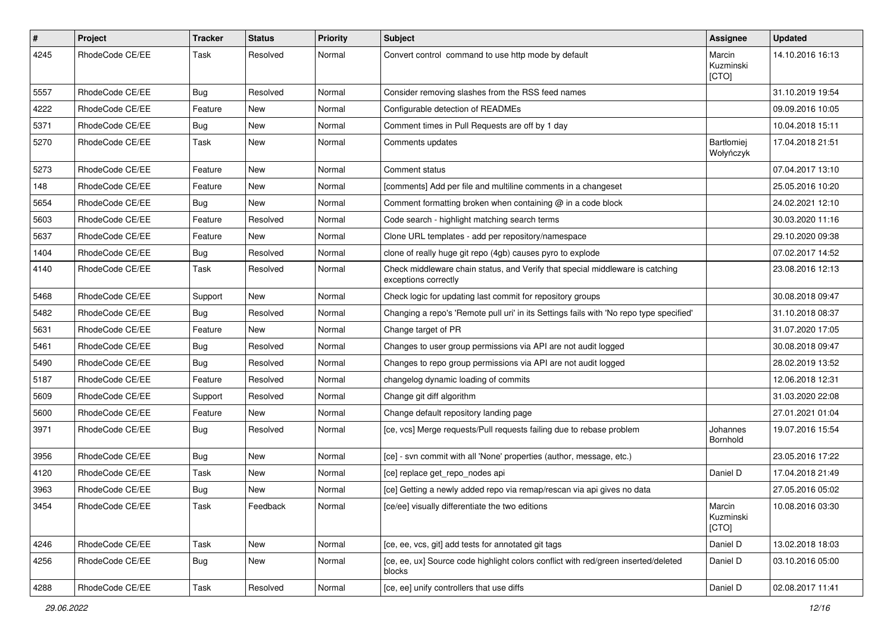| # | Project | Tracker | Status | Priority | Subject | Assignee | Updated |
|---|---|---|---|---|---|---|---|
| 4245 | RhodeCode CE/EE | Task | Resolved | Normal | Convert control  command to use http mode by default | Marcin Kuzminski [CTO] | 14.10.2016 16:13 |
| 5557 | RhodeCode CE/EE | Bug | Resolved | Normal | Consider removing slashes from the RSS feed names | | 31.10.2019 19:54 |
| 4222 | RhodeCode CE/EE | Feature | New | Normal | Configurable detection of READMEs | | 09.09.2016 10:05 |
| 5371 | RhodeCode CE/EE | Bug | New | Normal | Comment times in Pull Requests are off by 1 day | | 10.04.2018 15:11 |
| 5270 | RhodeCode CE/EE | Task | New | Normal | Comments updates | Bartłomiej Wołyńczyk | 17.04.2018 21:51 |
| 5273 | RhodeCode CE/EE | Feature | New | Normal | Comment status | | 07.04.2017 13:10 |
| 148 | RhodeCode CE/EE | Feature | New | Normal | [comments] Add per file and multiline comments in a changeset | | 25.05.2016 10:20 |
| 5654 | RhodeCode CE/EE | Bug | New | Normal | Comment formatting broken when containing @ in a code block | | 24.02.2021 12:10 |
| 5603 | RhodeCode CE/EE | Feature | Resolved | Normal | Code search - highlight matching search terms | | 30.03.2020 11:16 |
| 5637 | RhodeCode CE/EE | Feature | New | Normal | Clone URL templates - add per repository/namespace | | 29.10.2020 09:38 |
| 1404 | RhodeCode CE/EE | Bug | Resolved | Normal | clone of really huge git repo (4gb) causes pyro to explode | | 07.02.2017 14:52 |
| 4140 | RhodeCode CE/EE | Task | Resolved | Normal | Check middleware chain status, and Verify that special middleware is catching exceptions correctly | | 23.08.2016 12:13 |
| 5468 | RhodeCode CE/EE | Support | New | Normal | Check logic for updating last commit for repository groups | | 30.08.2018 09:47 |
| 5482 | RhodeCode CE/EE | Bug | Resolved | Normal | Changing a repo's 'Remote pull uri' in its Settings fails with 'No repo type specified' | | 31.10.2018 08:37 |
| 5631 | RhodeCode CE/EE | Feature | New | Normal | Change target of PR | | 31.07.2020 17:05 |
| 5461 | RhodeCode CE/EE | Bug | Resolved | Normal | Changes to user group permissions via API are not audit logged | | 30.08.2018 09:47 |
| 5490 | RhodeCode CE/EE | Bug | Resolved | Normal | Changes to repo group permissions via API are not audit logged | | 28.02.2019 13:52 |
| 5187 | RhodeCode CE/EE | Feature | Resolved | Normal | changelog dynamic loading of commits | | 12.06.2018 12:31 |
| 5609 | RhodeCode CE/EE | Support | Resolved | Normal | Change git diff algorithm | | 31.03.2020 22:08 |
| 5600 | RhodeCode CE/EE | Feature | New | Normal | Change default repository landing page | | 27.01.2021 01:04 |
| 3971 | RhodeCode CE/EE | Bug | Resolved | Normal | [ce, vcs] Merge requests/Pull requests failing due to rebase problem | Johannes Bornhold | 19.07.2016 15:54 |
| 3956 | RhodeCode CE/EE | Bug | New | Normal | [ce] - svn commit with all 'None' properties (author, message, etc.) | | 23.05.2016 17:22 |
| 4120 | RhodeCode CE/EE | Task | New | Normal | [ce] replace get_repo_nodes api | Daniel D | 17.04.2018 21:49 |
| 3963 | RhodeCode CE/EE | Bug | New | Normal | [ce] Getting a newly added repo via remap/rescan via api gives no data | | 27.05.2016 05:02 |
| 3454 | RhodeCode CE/EE | Task | Feedback | Normal | [ce/ee] visually differentiate the two editions | Marcin Kuzminski [CTO] | 10.08.2016 03:30 |
| 4246 | RhodeCode CE/EE | Task | New | Normal | [ce, ee, vcs, git] add tests for annotated git tags | Daniel D | 13.02.2018 18:03 |
| 4256 | RhodeCode CE/EE | Bug | New | Normal | [ce, ee, ux] Source code highlight colors conflict with red/green inserted/deleted blocks | Daniel D | 03.10.2016 05:00 |
| 4288 | RhodeCode CE/EE | Task | Resolved | Normal | [ce, ee] unify controllers that use diffs | Daniel D | 02.08.2017 11:41 |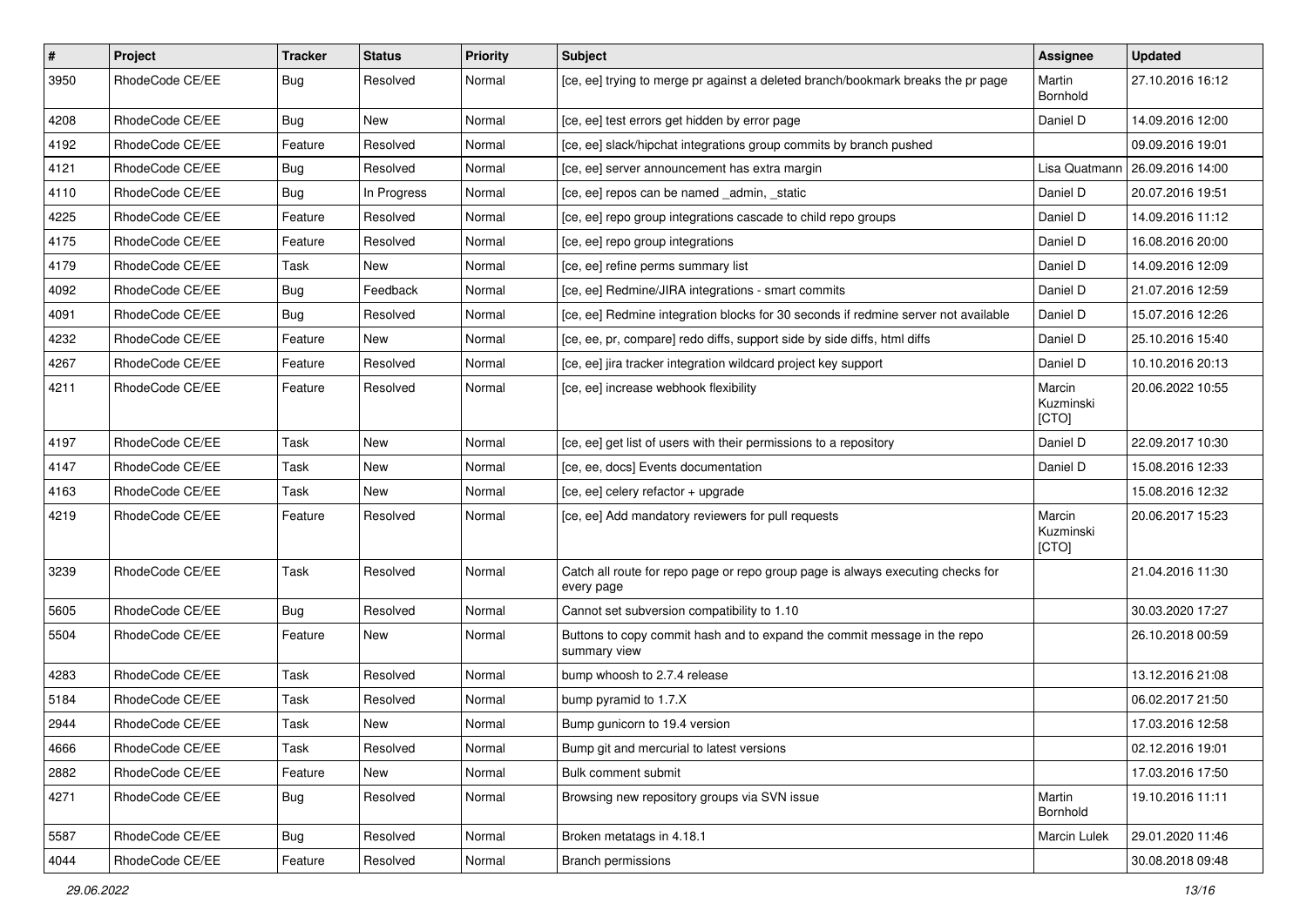| # | Project | Tracker | Status | Priority | Subject | Assignee | Updated |
|---|---|---|---|---|---|---|---|
| 3950 | RhodeCode CE/EE | Bug | Resolved | Normal | [ce, ee] trying to merge pr against a deleted branch/bookmark breaks the pr page | Martin Bornhold | 27.10.2016 16:12 |
| 4208 | RhodeCode CE/EE | Bug | New | Normal | [ce, ee] test errors get hidden by error page | Daniel D | 14.09.2016 12:00 |
| 4192 | RhodeCode CE/EE | Feature | Resolved | Normal | [ce, ee] slack/hipchat integrations group commits by branch pushed | | 09.09.2016 19:01 |
| 4121 | RhodeCode CE/EE | Bug | Resolved | Normal | [ce, ee] server announcement has extra margin | Lisa Quatmann | 26.09.2016 14:00 |
| 4110 | RhodeCode CE/EE | Bug | In Progress | Normal | [ce, ee] repos can be named _admin, _static | Daniel D | 20.07.2016 19:51 |
| 4225 | RhodeCode CE/EE | Feature | Resolved | Normal | [ce, ee] repo group integrations cascade to child repo groups | Daniel D | 14.09.2016 11:12 |
| 4175 | RhodeCode CE/EE | Feature | Resolved | Normal | [ce, ee] repo group integrations | Daniel D | 16.08.2016 20:00 |
| 4179 | RhodeCode CE/EE | Task | New | Normal | [ce, ee] refine perms summary list | Daniel D | 14.09.2016 12:09 |
| 4092 | RhodeCode CE/EE | Bug | Feedback | Normal | [ce, ee] Redmine/JIRA integrations - smart commits | Daniel D | 21.07.2016 12:59 |
| 4091 | RhodeCode CE/EE | Bug | Resolved | Normal | [ce, ee] Redmine integration blocks for 30 seconds if redmine server not available | Daniel D | 15.07.2016 12:26 |
| 4232 | RhodeCode CE/EE | Feature | New | Normal | [ce, ee, pr, compare] redo diffs, support side by side diffs, html diffs | Daniel D | 25.10.2016 15:40 |
| 4267 | RhodeCode CE/EE | Feature | Resolved | Normal | [ce, ee] jira tracker integration wildcard project key support | Daniel D | 10.10.2016 20:13 |
| 4211 | RhodeCode CE/EE | Feature | Resolved | Normal | [ce, ee] increase webhook flexibility | Marcin Kuzminski [CTO] | 20.06.2022 10:55 |
| 4197 | RhodeCode CE/EE | Task | New | Normal | [ce, ee] get list of users with their permissions to a repository | Daniel D | 22.09.2017 10:30 |
| 4147 | RhodeCode CE/EE | Task | New | Normal | [ce, ee, docs] Events documentation | Daniel D | 15.08.2016 12:33 |
| 4163 | RhodeCode CE/EE | Task | New | Normal | [ce, ee] celery refactor + upgrade | | 15.08.2016 12:32 |
| 4219 | RhodeCode CE/EE | Feature | Resolved | Normal | [ce, ee] Add mandatory reviewers for pull requests | Marcin Kuzminski [CTO] | 20.06.2017 15:23 |
| 3239 | RhodeCode CE/EE | Task | Resolved | Normal | Catch all route for repo page or repo group page is always executing checks for every page | | 21.04.2016 11:30 |
| 5605 | RhodeCode CE/EE | Bug | Resolved | Normal | Cannot set subversion compatibility to 1.10 | | 30.03.2020 17:27 |
| 5504 | RhodeCode CE/EE | Feature | New | Normal | Buttons to copy commit hash and to expand the commit message in the repo summary view | | 26.10.2018 00:59 |
| 4283 | RhodeCode CE/EE | Task | Resolved | Normal | bump whoosh to 2.7.4 release | | 13.12.2016 21:08 |
| 5184 | RhodeCode CE/EE | Task | Resolved | Normal | bump pyramid to 1.7.X | | 06.02.2017 21:50 |
| 2944 | RhodeCode CE/EE | Task | New | Normal | Bump gunicorn to 19.4 version | | 17.03.2016 12:58 |
| 4666 | RhodeCode CE/EE | Task | Resolved | Normal | Bump git and mercurial to latest versions | | 02.12.2016 19:01 |
| 2882 | RhodeCode CE/EE | Feature | New | Normal | Bulk comment submit | | 17.03.2016 17:50 |
| 4271 | RhodeCode CE/EE | Bug | Resolved | Normal | Browsing new repository groups via SVN issue | Martin Bornhold | 19.10.2016 11:11 |
| 5587 | RhodeCode CE/EE | Bug | Resolved | Normal | Broken metatags in 4.18.1 | Marcin Lulek | 29.01.2020 11:46 |
| 4044 | RhodeCode CE/EE | Feature | Resolved | Normal | Branch permissions | | 30.08.2018 09:48 |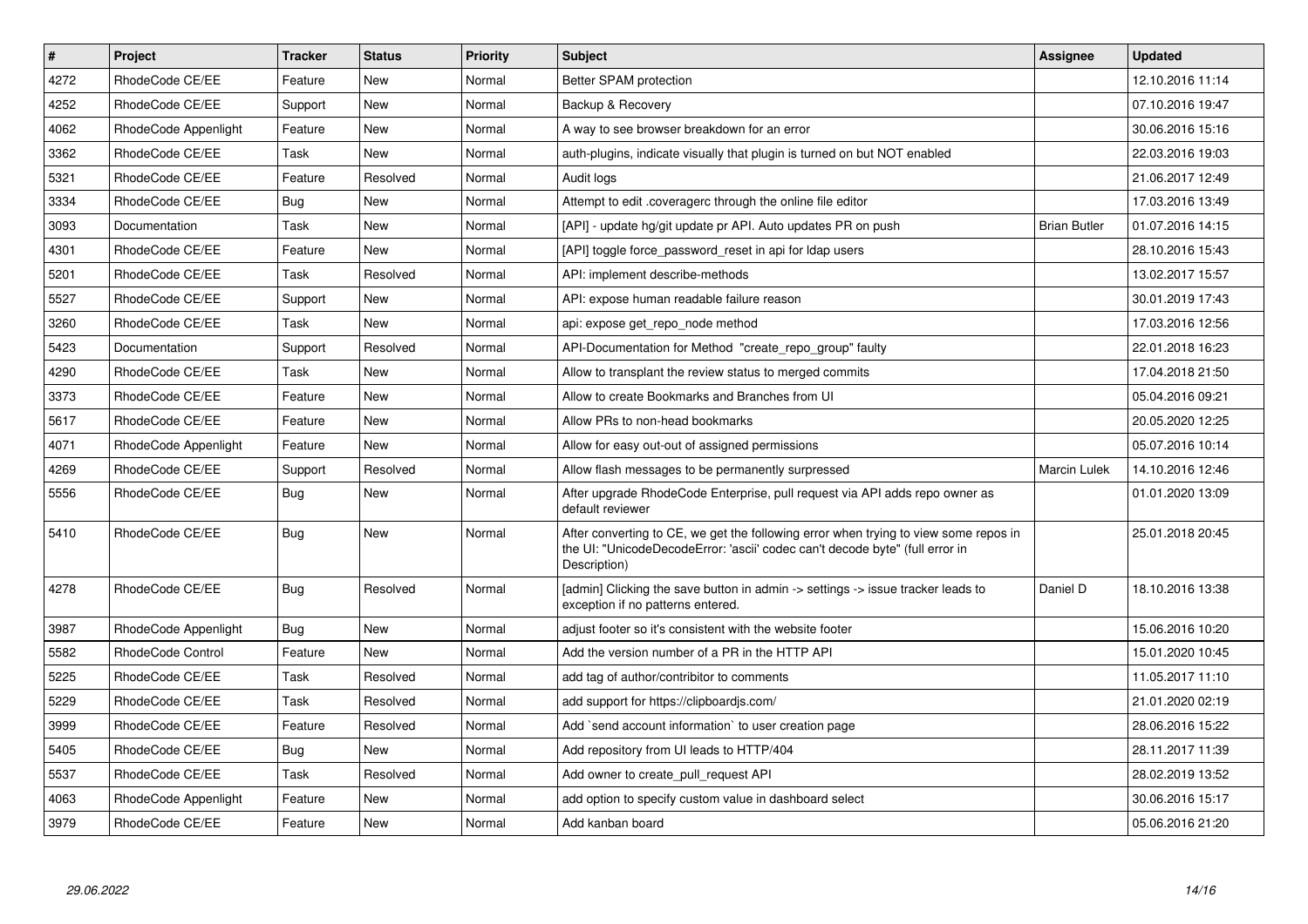| # | Project | Tracker | Status | Priority | Subject | Assignee | Updated |
| --- | --- | --- | --- | --- | --- | --- | --- |
| 4272 | RhodeCode CE/EE | Feature | New | Normal | Better SPAM protection | | 12.10.2016 11:14 |
| 4252 | RhodeCode CE/EE | Support | New | Normal | Backup & Recovery | | 07.10.2016 19:47 |
| 4062 | RhodeCode Appenlight | Feature | New | Normal | A way to see browser breakdown for an error | | 30.06.2016 15:16 |
| 3362 | RhodeCode CE/EE | Task | New | Normal | auth-plugins, indicate visually that plugin is turned on but NOT enabled | | 22.03.2016 19:03 |
| 5321 | RhodeCode CE/EE | Feature | Resolved | Normal | Audit logs | | 21.06.2017 12:49 |
| 3334 | RhodeCode CE/EE | Bug | New | Normal | Attempt to edit .coveragerc through the online file editor | | 17.03.2016 13:49 |
| 3093 | Documentation | Task | New | Normal | [API] - update hg/git update pr API. Auto updates PR on push | Brian Butler | 01.07.2016 14:15 |
| 4301 | RhodeCode CE/EE | Feature | New | Normal | [API] toggle force_password_reset in api for ldap users | | 28.10.2016 15:43 |
| 5201 | RhodeCode CE/EE | Task | Resolved | Normal | API: implement describe-methods | | 13.02.2017 15:57 |
| 5527 | RhodeCode CE/EE | Support | New | Normal | API: expose human readable failure reason | | 30.01.2019 17:43 |
| 3260 | RhodeCode CE/EE | Task | New | Normal | api: expose get_repo_node method | | 17.03.2016 12:56 |
| 5423 | Documentation | Support | Resolved | Normal | API-Documentation for Method "create_repo_group" faulty | | 22.01.2018 16:23 |
| 4290 | RhodeCode CE/EE | Task | New | Normal | Allow to transplant the review status to merged commits | | 17.04.2018 21:50 |
| 3373 | RhodeCode CE/EE | Feature | New | Normal | Allow to create Bookmarks and Branches from UI | | 05.04.2016 09:21 |
| 5617 | RhodeCode CE/EE | Feature | New | Normal | Allow PRs to non-head bookmarks | | 20.05.2020 12:25 |
| 4071 | RhodeCode Appenlight | Feature | New | Normal | Allow for easy out-out of assigned permissions | | 05.07.2016 10:14 |
| 4269 | RhodeCode CE/EE | Support | Resolved | Normal | Allow flash messages to be permanently surpressed | Marcin Lulek | 14.10.2016 12:46 |
| 5556 | RhodeCode CE/EE | Bug | New | Normal | After upgrade RhodeCode Enterprise, pull request via API adds repo owner as default reviewer | | 01.01.2020 13:09 |
| 5410 | RhodeCode CE/EE | Bug | New | Normal | After converting to CE, we get the following error when trying to view some repos in the UI: "UnicodeDecodeError: 'ascii' codec can't decode byte" (full error in Description) | | 25.01.2018 20:45 |
| 4278 | RhodeCode CE/EE | Bug | Resolved | Normal | [admin] Clicking the save button in admin -> settings -> issue tracker leads to exception if no patterns entered. | Daniel D | 18.10.2016 13:38 |
| 3987 | RhodeCode Appenlight | Bug | New | Normal | adjust footer so it's consistent with the website footer | | 15.06.2016 10:20 |
| 5582 | RhodeCode Control | Feature | New | Normal | Add the version number of a PR in the HTTP API | | 15.01.2020 10:45 |
| 5225 | RhodeCode CE/EE | Task | Resolved | Normal | add tag of author/contribitor to comments | | 11.05.2017 11:10 |
| 5229 | RhodeCode CE/EE | Task | Resolved | Normal | add support for https://clipboardjs.com/ | | 21.01.2020 02:19 |
| 3999 | RhodeCode CE/EE | Feature | Resolved | Normal | Add `send account information` to user creation page | | 28.06.2016 15:22 |
| 5405 | RhodeCode CE/EE | Bug | New | Normal | Add repository from UI leads to HTTP/404 | | 28.11.2017 11:39 |
| 5537 | RhodeCode CE/EE | Task | Resolved | Normal | Add owner to create_pull_request API | | 28.02.2019 13:52 |
| 4063 | RhodeCode Appenlight | Feature | New | Normal | add option to specify custom value in dashboard select | | 30.06.2016 15:17 |
| 3979 | RhodeCode CE/EE | Feature | New | Normal | Add kanban board | | 05.06.2016 21:20 |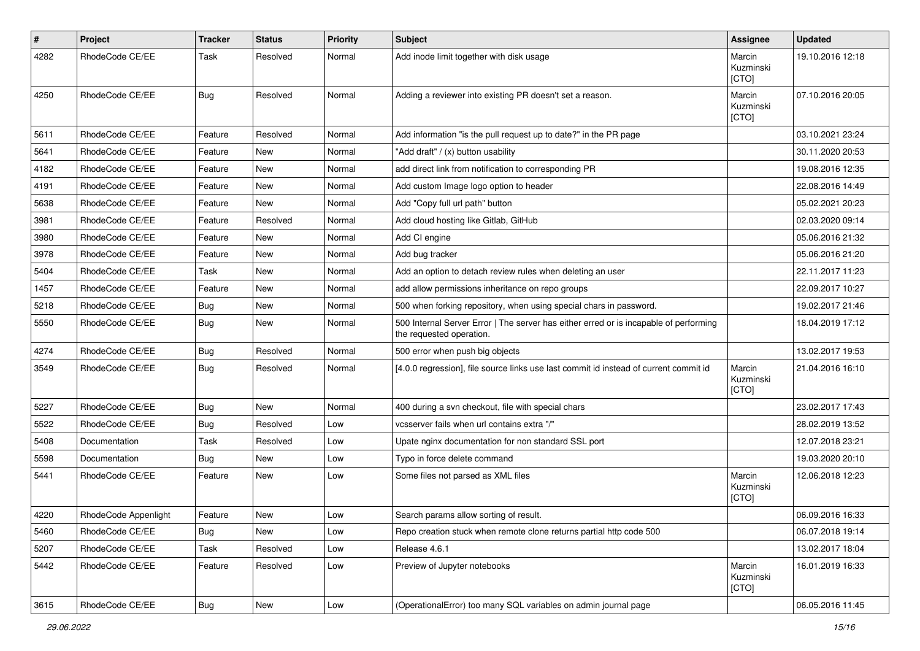| # | Project | Tracker | Status | Priority | Subject | Assignee | Updated |
|---|---|---|---|---|---|---|---|
| 4282 | RhodeCode CE/EE | Task | Resolved | Normal | Add inode limit together with disk usage | Marcin Kuzminski [CTO] | 19.10.2016 12:18 |
| 4250 | RhodeCode CE/EE | Bug | Resolved | Normal | Adding a reviewer into existing PR doesn't set a reason. | Marcin Kuzminski [CTO] | 07.10.2016 20:05 |
| 5611 | RhodeCode CE/EE | Feature | Resolved | Normal | Add information "is the pull request up to date?" in the PR page | | 03.10.2021 23:24 |
| 5641 | RhodeCode CE/EE | Feature | New | Normal | "Add draft" / (x) button usability | | 30.11.2020 20:53 |
| 4182 | RhodeCode CE/EE | Feature | New | Normal | add direct link from notification to corresponding PR | | 19.08.2016 12:35 |
| 4191 | RhodeCode CE/EE | Feature | New | Normal | Add custom Image logo option to header | | 22.08.2016 14:49 |
| 5638 | RhodeCode CE/EE | Feature | New | Normal | Add "Copy full url path" button | | 05.02.2021 20:23 |
| 3981 | RhodeCode CE/EE | Feature | Resolved | Normal | Add cloud hosting like Gitlab, GitHub | | 02.03.2020 09:14 |
| 3980 | RhodeCode CE/EE | Feature | New | Normal | Add CI engine | | 05.06.2016 21:32 |
| 3978 | RhodeCode CE/EE | Feature | New | Normal | Add bug tracker | | 05.06.2016 21:20 |
| 5404 | RhodeCode CE/EE | Task | New | Normal | Add an option to detach review rules when deleting an user | | 22.11.2017 11:23 |
| 1457 | RhodeCode CE/EE | Feature | New | Normal | add allow permissions inheritance on repo groups | | 22.09.2017 10:27 |
| 5218 | RhodeCode CE/EE | Bug | New | Normal | 500 when forking repository, when using special chars in password. | | 19.02.2017 21:46 |
| 5550 | RhodeCode CE/EE | Bug | New | Normal | 500 Internal Server Error \| The server has either erred or is incapable of performing the requested operation. | | 18.04.2019 17:12 |
| 4274 | RhodeCode CE/EE | Bug | Resolved | Normal | 500 error when push big objects | | 13.02.2017 19:53 |
| 3549 | RhodeCode CE/EE | Bug | Resolved | Normal | [4.0.0 regression], file source links use last commit id instead of current commit id | Marcin Kuzminski [CTO] | 21.04.2016 16:10 |
| 5227 | RhodeCode CE/EE | Bug | New | Normal | 400 during a svn checkout, file with special chars | | 23.02.2017 17:43 |
| 5522 | RhodeCode CE/EE | Bug | Resolved | Low | vcsserver fails when url contains extra "/" | | 28.02.2019 13:52 |
| 5408 | Documentation | Task | Resolved | Low | Upate nginx documentation for non standard SSL port | | 12.07.2018 23:21 |
| 5598 | Documentation | Bug | New | Low | Typo in force delete command | | 19.03.2020 20:10 |
| 5441 | RhodeCode CE/EE | Feature | New | Low | Some files not parsed as XML files | Marcin Kuzminski [CTO] | 12.06.2018 12:23 |
| 4220 | RhodeCode Appenlight | Feature | New | Low | Search params allow sorting of result. | | 06.09.2016 16:33 |
| 5460 | RhodeCode CE/EE | Bug | New | Low | Repo creation stuck when remote clone returns partial http code 500 | | 06.07.2018 19:14 |
| 5207 | RhodeCode CE/EE | Task | Resolved | Low | Release 4.6.1 | | 13.02.2017 18:04 |
| 5442 | RhodeCode CE/EE | Feature | Resolved | Low | Preview of Jupyter notebooks | Marcin Kuzminski [CTO] | 16.01.2019 16:33 |
| 3615 | RhodeCode CE/EE | Bug | New | Low | (OperationalError) too many SQL variables on admin journal page | | 06.05.2016 11:45 |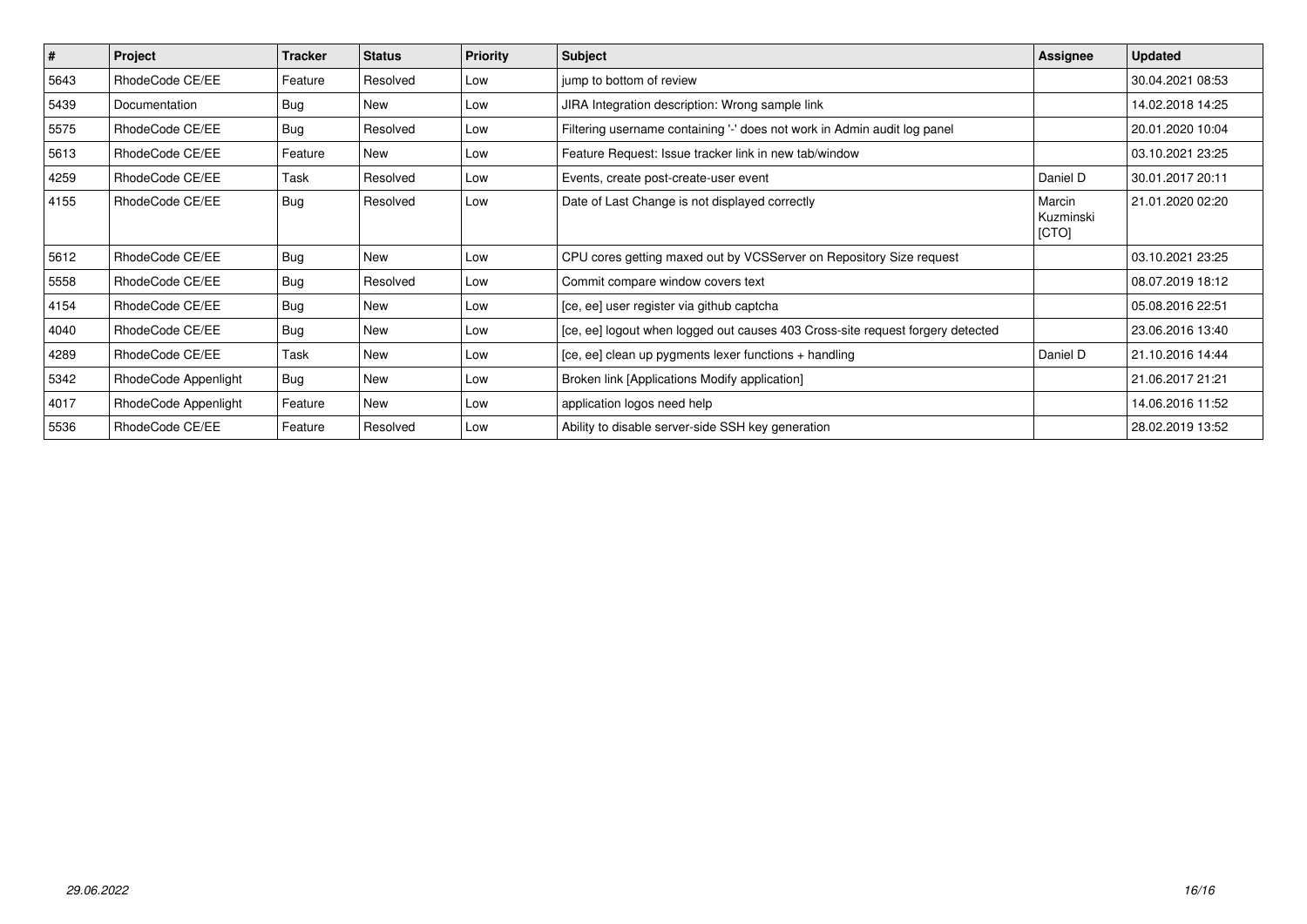| # | Project | Tracker | Status | Priority | Subject | Assignee | Updated |
|---|---|---|---|---|---|---|---|
| 5643 | RhodeCode CE/EE | Feature | Resolved | Low | jump to bottom of review | | 30.04.2021 08:53 |
| 5439 | Documentation | Bug | New | Low | JIRA Integration description: Wrong sample link | | 14.02.2018 14:25 |
| 5575 | RhodeCode CE/EE | Bug | Resolved | Low | Filtering username containing '-' does not work in Admin audit log panel | | 20.01.2020 10:04 |
| 5613 | RhodeCode CE/EE | Feature | New | Low | Feature Request: Issue tracker link in new tab/window | | 03.10.2021 23:25 |
| 4259 | RhodeCode CE/EE | Task | Resolved | Low | Events, create post-create-user event | Daniel D | 30.01.2017 20:11 |
| 4155 | RhodeCode CE/EE | Bug | Resolved | Low | Date of Last Change is not displayed correctly | Marcin Kuzminski [CTO] | 21.01.2020 02:20 |
| 5612 | RhodeCode CE/EE | Bug | New | Low | CPU cores getting maxed out by VCSServer on Repository Size request | | 03.10.2021 23:25 |
| 5558 | RhodeCode CE/EE | Bug | Resolved | Low | Commit compare window covers text | | 08.07.2019 18:12 |
| 4154 | RhodeCode CE/EE | Bug | New | Low | [ce, ee] user register via github captcha | | 05.08.2016 22:51 |
| 4040 | RhodeCode CE/EE | Bug | New | Low | [ce, ee] logout when logged out causes 403 Cross-site request forgery detected | | 23.06.2016 13:40 |
| 4289 | RhodeCode CE/EE | Task | New | Low | [ce, ee] clean up pygments lexer functions + handling | Daniel D | 21.10.2016 14:44 |
| 5342 | RhodeCode Appenlight | Bug | New | Low | Broken link [Applications Modify application] | | 21.06.2017 21:21 |
| 4017 | RhodeCode Appenlight | Feature | New | Low | application logos need help | | 14.06.2016 11:52 |
| 5536 | RhodeCode CE/EE | Feature | Resolved | Low | Ability to disable server-side SSH key generation | | 28.02.2019 13:52 |